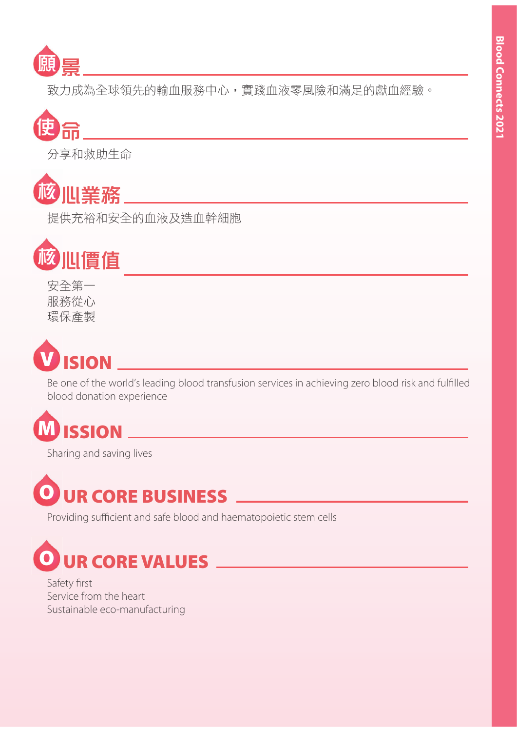## 願景

致力成為全球領先的輸血服務中心，實踐血液零風險和滿足的獻血經驗。

## 使命

分享和救助生命

## 核心業務

提供充裕和安全的血液及造血幹細胞

## 核心價值

安全第一
服務從心
環保產製

## VISION

Be one of the world's leading blood transfusion services in achieving zero blood risk and fulfilled blood donation experience

## MISSION

Sharing and saving lives

## OUR CORE BUSINESS

Providing sufficient and safe blood and haematopoietic stem cells

## OUR CORE VALUES

Safety first
Service from the heart
Sustainable eco-manufacturing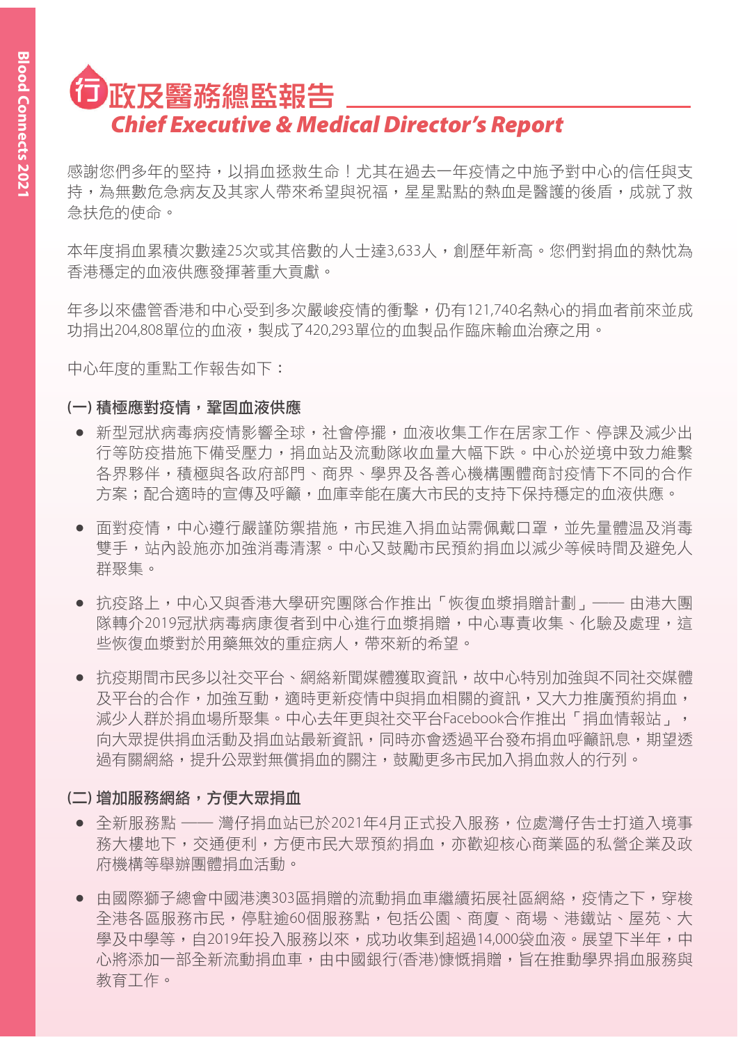# 行政及醫務總監報告
## *Chief Executive & Medical Director's Report*

感謝您們多年的堅持，以捐血拯救生命！尤其在過去一年疫情之中施予對中心的信任與支持，為無數危急病友及其家人帶來希望與祝福，星星點點的熱血是醫護的後盾，成就了救急扶危的使命。

本年度捐血累積次數達25次或其倍數的人士達3,633人，創歷年新高。您們對捐血的熱忱為香港穩定的血液供應發揮著重大貢獻。

年多以來儘管香港和中心受到多次嚴峻疫情的衝擊，仍有121,740名熱心的捐血者前來並成功捐出204,808單位的血液，製成了420,293單位的血製品作臨床輸血治療之用。

中心年度的重點工作報告如下：

### (一) 積極應對疫情，鞏固血液供應

- 新型冠狀病毒病疫情影響全球，社會停擺，血液收集工作在居家工作、停課及減少出行等防疫措施下備受壓力，捐血站及流動隊收血量大幅下跌。中心於逆境中致力維繫各界夥伴，積極與各政府部門、商界、學界及各善心機構團體商討疫情下不同的合作方案；配合適時的宣傳及呼籲，血庫幸能在廣大市民的支持下保持穩定的血液供應。

- 面對疫情，中心遵行嚴謹防禦措施，市民進入捐血站需佩戴口罩，並先量體温及消毒雙手，站內設施亦加強消毒清潔。中心又鼓勵市民預約捐血以減少等候時間及避免人群聚集。

- 抗疫路上，中心又與香港大學研究團隊合作推出「恢復血漿捐贈計劃」—— 由港大團隊轉介2019冠狀病毒病康復者到中心進行血漿捐贈，中心專責收集、化驗及處理，這些恢復血漿對於用藥無效的重症病人，帶來新的希望。

- 抗疫期間市民多以社交平台、網絡新聞媒體獲取資訊，故中心特別加強與不同社交媒體及平台的合作，加強互動，適時更新疫情中與捐血相關的資訊，又大力推廣預約捐血，減少人群於捐血場所聚集。中心去年更與社交平台Facebook合作推出「捐血情報站」，向大眾提供捐血活動及捐血站最新資訊，同時亦會透過平台發布捐血呼籲訊息，期望透過有關網絡，提升公眾對無償捐血的關注，鼓勵更多市民加入捐血救人的行列。

### (二) 增加服務網絡，方便大眾捐血

- 全新服務點 —— 灣仔捐血站已於2021年4月正式投入服務，位處灣仔告士打道入境事務大樓地下，交通便利，方便市民大眾預約捐血，亦歡迎核心商業區的私營企業及政府機構等舉辦團體捐血活動。

- 由國際獅子總會中國港澳303區捐贈的流動捐血車繼續拓展社區網絡，疫情之下，穿梭全港各區服務市民，停駐逾60個服務點，包括公園、商廈、商場、港鐵站、屋苑、大學及中學等，自2019年投入服務以來，成功收集到超過14,000袋血液。展望下半年，中心將添加一部全新流動捐血車，由中國銀行(香港)慷慨捐贈，旨在推動學界捐血服務與教育工作。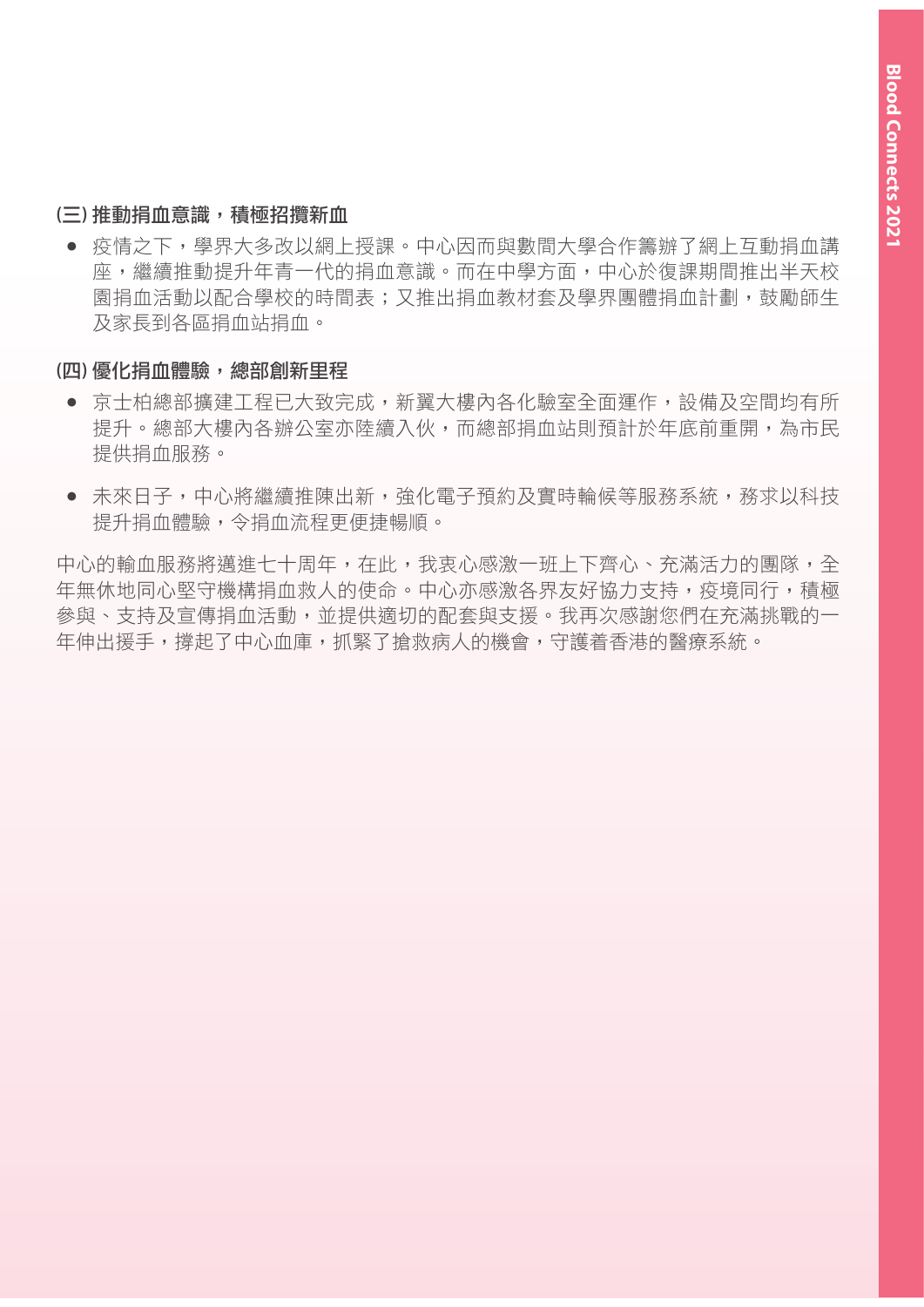### (三) 推動捐血意識，積極招攬新血

- 疫情之下，學界大多改以網上授課。中心因而與數間大學合作籌辦了網上互動捐血講座，繼續推動提升年青一代的捐血意識。而在中學方面，中心於復課期間推出半天校園捐血活動以配合學校的時間表；又推出捐血教材套及學界團體捐血計劃，鼓勵師生及家長到各區捐血站捐血。

### (四) 優化捐血體驗，總部創新里程

- 京士柏總部擴建工程已大致完成，新翼大樓內各化驗室全面運作，設備及空間均有所提升。總部大樓內各辦公室亦陸續入伙，而總部捐血站則預計於年底前重開，為市民提供捐血服務。

- 未來日子，中心將繼續推陳出新，強化電子預約及實時輪候等服務系統，務求以科技提升捐血體驗，令捐血流程更便捷暢順。

中心的輸血服務將邁進七十周年，在此，我衷心感激一班上下齊心、充滿活力的團隊，全年無休地同心堅守機構捐血救人的使命。中心亦感激各界友好協力支持，疫境同行，積極參與、支持及宣傳捐血活動，並提供適切的配套與支援。我再次感謝您們在充滿挑戰的一年伸出援手，撐起了中心血庫，抓緊了搶救病人的機會，守護着香港的醫療系統。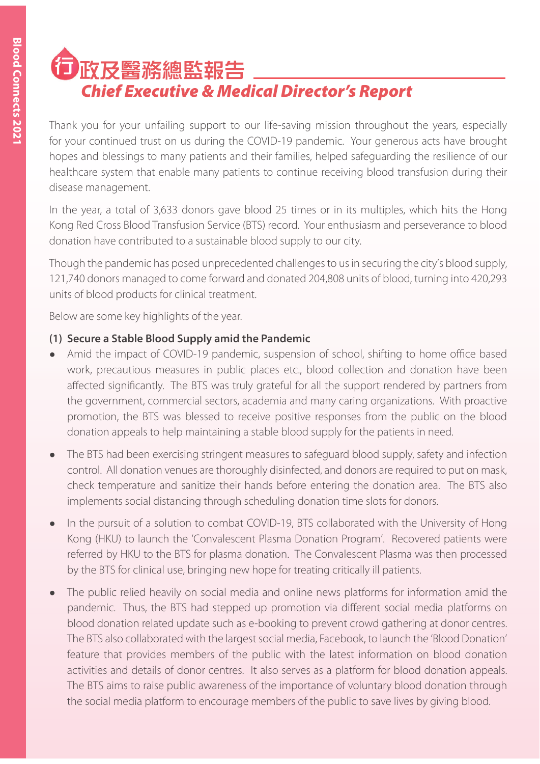# 行政及醫務總監報告
## *Chief Executive & Medical Director's Report*

Thank you for your unfailing support to our life-saving mission throughout the years, especially for your continued trust on us during the COVID-19 pandemic. Your generous acts have brought hopes and blessings to many patients and their families, helped safeguarding the resilience of our healthcare system that enable many patients to continue receiving blood transfusion during their disease management.

In the year, a total of 3,633 donors gave blood 25 times or in its multiples, which hits the Hong Kong Red Cross Blood Transfusion Service (BTS) record. Your enthusiasm and perseverance to blood donation have contributed to a sustainable blood supply to our city.

Though the pandemic has posed unprecedented challenges to us in securing the city's blood supply, 121,740 donors managed to come forward and donated 204,808 units of blood, turning into 420,293 units of blood products for clinical treatment.

Below are some key highlights of the year.

**(1) Secure a Stable Blood Supply amid the Pandemic**

- Amid the impact of COVID-19 pandemic, suspension of school, shifting to home office based work, precautious measures in public places etc., blood collection and donation have been affected significantly. The BTS was truly grateful for all the support rendered by partners from the government, commercial sectors, academia and many caring organizations. With proactive promotion, the BTS was blessed to receive positive responses from the public on the blood donation appeals to help maintaining a stable blood supply for the patients in need.
- The BTS had been exercising stringent measures to safeguard blood supply, safety and infection control. All donation venues are thoroughly disinfected, and donors are required to put on mask, check temperature and sanitize their hands before entering the donation area. The BTS also implements social distancing through scheduling donation time slots for donors.
- In the pursuit of a solution to combat COVID-19, BTS collaborated with the University of Hong Kong (HKU) to launch the 'Convalescent Plasma Donation Program'. Recovered patients were referred by HKU to the BTS for plasma donation. The Convalescent Plasma was then processed by the BTS for clinical use, bringing new hope for treating critically ill patients.
- The public relied heavily on social media and online news platforms for information amid the pandemic. Thus, the BTS had stepped up promotion via different social media platforms on blood donation related update such as e-booking to prevent crowd gathering at donor centres. The BTS also collaborated with the largest social media, Facebook, to launch the 'Blood Donation' feature that provides members of the public with the latest information on blood donation activities and details of donor centres. It also serves as a platform for blood donation appeals. The BTS aims to raise public awareness of the importance of voluntary blood donation through the social media platform to encourage members of the public to save lives by giving blood.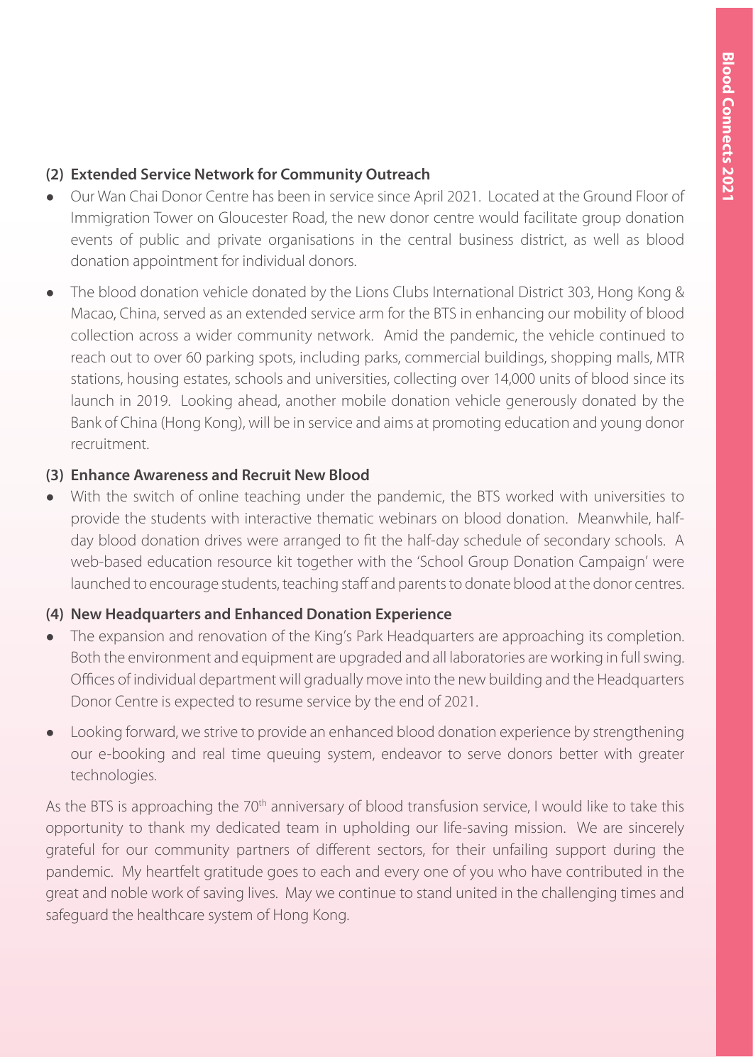### (2) Extended Service Network for Community Outreach

- Our Wan Chai Donor Centre has been in service since April 2021. Located at the Ground Floor of Immigration Tower on Gloucester Road, the new donor centre would facilitate group donation events of public and private organisations in the central business district, as well as blood donation appointment for individual donors.
- The blood donation vehicle donated by the Lions Clubs International District 303, Hong Kong & Macao, China, served as an extended service arm for the BTS in enhancing our mobility of blood collection across a wider community network. Amid the pandemic, the vehicle continued to reach out to over 60 parking spots, including parks, commercial buildings, shopping malls, MTR stations, housing estates, schools and universities, collecting over 14,000 units of blood since its launch in 2019. Looking ahead, another mobile donation vehicle generously donated by the Bank of China (Hong Kong), will be in service and aims at promoting education and young donor recruitment.

### (3) Enhance Awareness and Recruit New Blood

- With the switch of online teaching under the pandemic, the BTS worked with universities to provide the students with interactive thematic webinars on blood donation. Meanwhile, half-day blood donation drives were arranged to fit the half-day schedule of secondary schools. A web-based education resource kit together with the 'School Group Donation Campaign' were launched to encourage students, teaching staff and parents to donate blood at the donor centres.

### (4) New Headquarters and Enhanced Donation Experience

- The expansion and renovation of the King's Park Headquarters are approaching its completion. Both the environment and equipment are upgraded and all laboratories are working in full swing. Offices of individual department will gradually move into the new building and the Headquarters Donor Centre is expected to resume service by the end of 2021.
- Looking forward, we strive to provide an enhanced blood donation experience by strengthening our e-booking and real time queuing system, endeavor to serve donors better with greater technologies.

As the BTS is approaching the 70th anniversary of blood transfusion service, I would like to take this opportunity to thank my dedicated team in upholding our life-saving mission. We are sincerely grateful for our community partners of different sectors, for their unfailing support during the pandemic. My heartfelt gratitude goes to each and every one of you who have contributed in the great and noble work of saving lives. May we continue to stand united in the challenging times and safeguard the healthcare system of Hong Kong.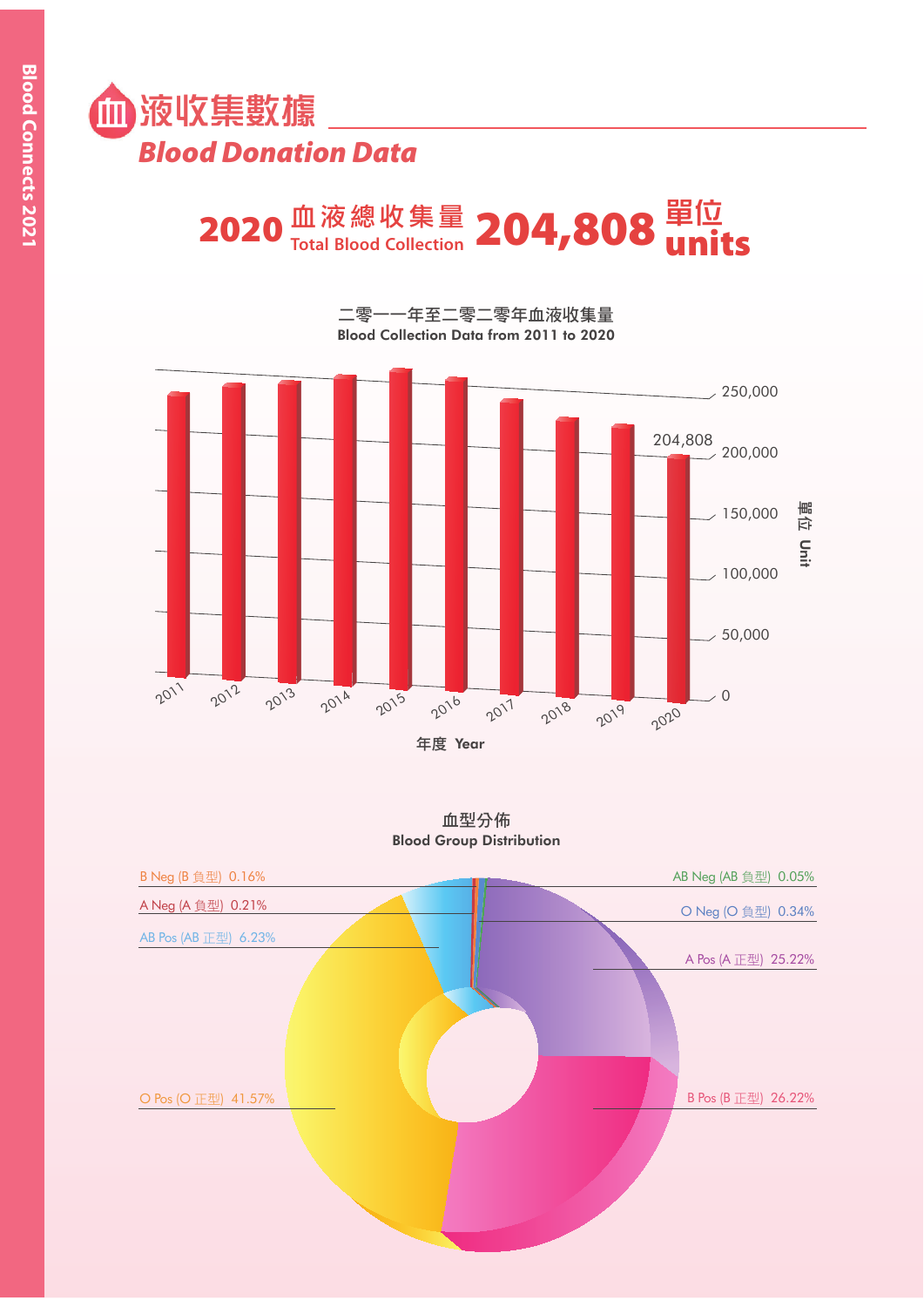# 血液收集數據
## Blood Donation Data

**2020 血液總收集量 Total Blood Collection 204,808 單位 units**

二零一一年至二零二零年血液收集量
Blood Collection Data from 2011 to 2020

| 年度 Year | 單位 Unit |
|---|---|
| 2011 | |
| 2012 | |
| 2013 | |
| 2014 | |
| 2015 | |
| 2016 | |
| 2017 | |
| 2018 | |
| 2019 | |
| 2020 | 204,808 |

血型分佈
Blood Group Distribution

| Blood Group | % |
|---|---|
| B Neg (B 負型) | 0.16% |
| A Neg (A 負型) | 0.21% |
| AB Pos (AB 正型) | 6.23% |
| O Pos (O 正型) | 41.57% |
| AB Neg (AB 負型) | 0.05% |
| O Neg (O 負型) | 0.34% |
| A Pos (A 正型) | 25.22% |
| B Pos (B 正型) | 26.22% |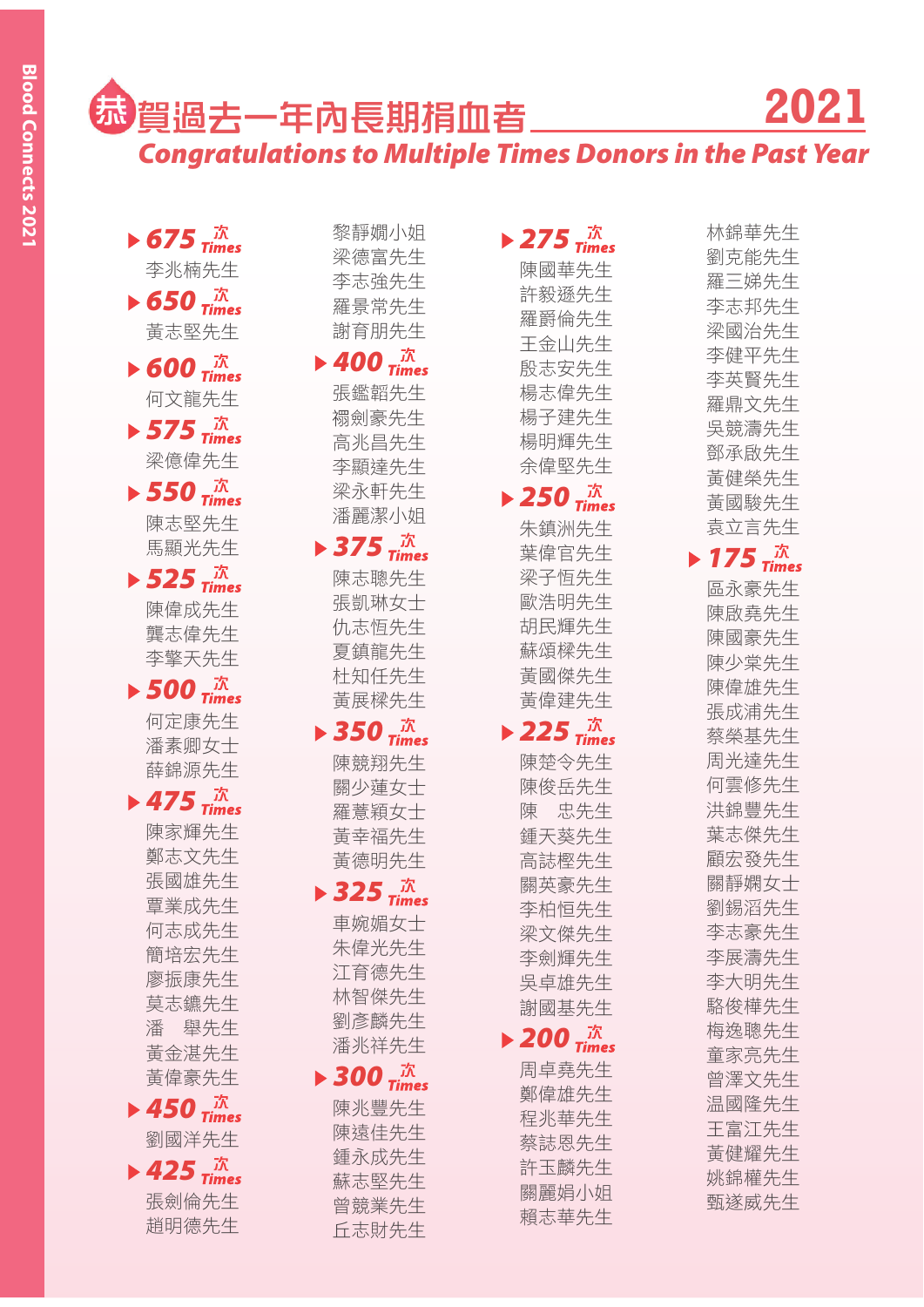# 恭賀過去一年內長期捐血者 2021

## Congratulations to Multiple Times Donors in the Past Year

### 675 次 Times
李兆楠先生

### 650 次 Times
黃志堅先生

### 600 次 Times
何文龍先生

### 575 次 Times
梁億偉先生

### 550 次 Times
陳志堅先生
馬顯光先生

### 525 次 Times
陳偉成先生
龔志偉先生
李擎天先生

### 500 次 Times
何定康先生
潘素卿女士
薛錦源先生

### 475 次 Times
陳家輝先生
鄭志文先生
張國雄先生
覃業成先生
何志成先生
簡培宏先生
廖振康先生
莫志鑣先生
潘　舉先生
黃金湛先生
黃偉豪先生

### 450 次 Times
劉國洋先生

### 425 次 Times
張劍倫先生
趙明德先生
黎靜嫻小姐
梁德富先生
李志強先生
羅景常先生
謝育朋先生

### 400 次 Times
張鑑韜先生
禤劍豪先生
高兆昌先生
李顯達先生
梁永軒先生
潘麗潔小姐

### 375 次 Times
陳志聰先生
張凱琳女士
仇志恒先生
夏鎮龍先生
杜知任先生
黃展樑先生

### 350 次 Times
陳競翔先生
關少蓮女士
羅薏穎女士
黃幸福先生
黃德明先生

### 325 次 Times
車婉媚女士
朱偉光先生
江育德先生
林智傑先生
劉彥麟先生
潘兆祥先生

### 300 次 Times
陳兆豐先生
陳遠佳先生
鍾永成先生
蘇志堅先生
曾競業先生
丘志財先生

### 275 次 Times
陳國華先生
許毅遜先生
羅爵倫先生
王金山先生
殷志安先生
楊志偉先生
楊子建先生
楊明輝先生
余偉堅先生

### 250 次 Times
朱鎮洲先生
葉偉官先生
梁子恆先生
歐浩明先生
胡民輝先生
蘇頌樑先生
黃國傑先生
黃偉建先生

### 225 次 Times
陳楚令先生
陳俊岳先生
陳　忠先生
鍾天葵先生
高誌樫先生
關英豪先生
李柏恒先生
梁文傑先生
李劍輝先生
吳卓雄先生
謝國基先生

### 200 次 Times
周卓堯先生
鄭偉雄先生
程兆華先生
蔡誌恩先生
許玉麟先生
關麗娟小姐
賴志華先生
林錦華先生
劉克能先生
羅三娣先生
李志邦先生
梁國治先生
李健平先生
李英賢先生
羅鼎文先生
吳競濤先生
鄧承啟先生
黃健榮先生
黃國駿先生
袁立言先生

### 175 次 Times
區永豪先生
陳啟堯先生
陳國豪先生
陳少棠先生
陳偉雄先生
張成浦先生
蔡榮基先生
周光達先生
何雲修先生
洪錦豐先生
葉志傑先生
顧宏發先生
關靜嫻女士
劉錫滔先生
李志豪先生
李展濤先生
李大明先生
駱俊樺先生
梅逸聰先生
童家亮先生
曾澤文先生
温國隆先生
王富江先生
黃健耀先生
姚錦權先生
甄遂威先生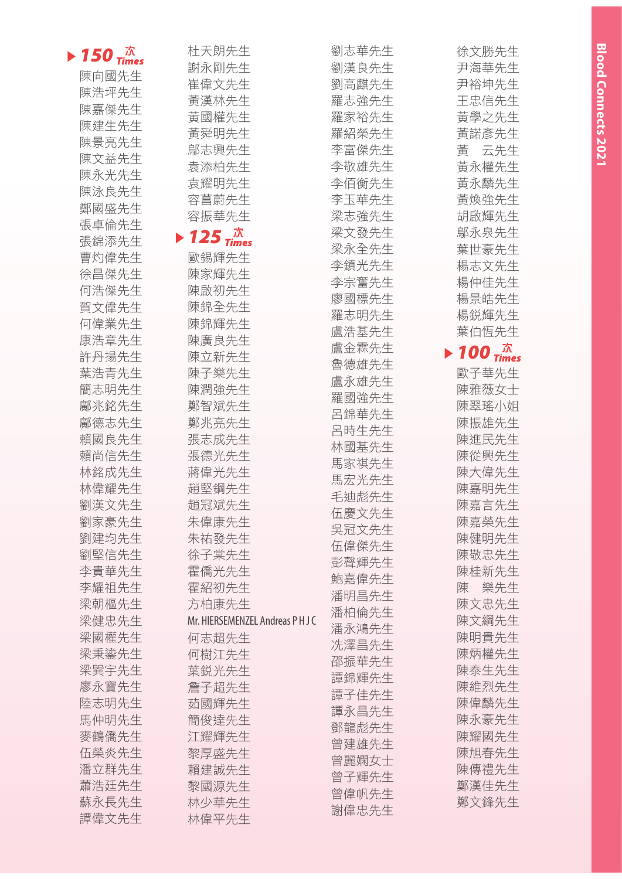## ▶ 150 次 Times

陳向國先生
陳浩坪先生
陳嘉傑先生
陳建生先生
陳景亮先生
陳文益先生
陳永光先生
陳泳良先生
鄭國盛先生
張卓倫先生
張錦添先生
曹灼偉先生
徐昌傑先生
何浩傑先生
賀文偉先生
何偉業先生
康浩章先生
許丹揚先生
葉浩青先生
簡志明先生
鄺兆銘先生
鄺德志先生
賴國良先生
賴尚信先生
林銘成先生
林偉耀先生
劉漢文先生
劉家豪先生
劉建均先生
劉堅信先生
李貴華先生
李耀祖先生
梁朝樞先生
梁健忠先生
梁國權先生
梁秉鎏先生
梁巽宇先生
廖永寶先生
陸志明先生
馬仲明先生
麥鶴僑先生
伍榮炎先生
潘立群先生
蕭浩廷先生
蘇永長先生
譚偉文先生
杜天朗先生
謝永剛先生
崔偉文先生
黃漢林先生
黃國權先生
黃舜明先生
鄔志興先生
袁添柏先生
袁耀明先生
容菖蔚先生
容振華先生

## ▶ 125 次 Times

歐錫輝先生
陳家輝先生
陳啟初先生
陳錦全先生
陳錦輝先生
陳廣良先生
陳立新先生
陳子樂先生
陳潤強先生
鄭智斌先生
鄭兆亮先生
張志成先生
張德光先生
蔣偉光先生
趙堅鋼先生
趙冠斌先生
朱偉康先生
朱祐發先生
徐子棠先生
霍僑光先生
霍紹初先生
方柏康先生
Mr. HIERSEMENZEL Andreas P H J C
何志超先生
何樹江先生
葉鋭光先生
詹子超先生
茹國輝先生
簡俊達先生
江耀輝先生
黎厚盛先生
賴建誠先生
黎國源先生
林少華先生
林偉平先生
劉志華先生
劉漢良先生
劉高麒先生
羅志強先生
羅家裕先生
羅紹榮先生
李富傑先生
李敬雄先生
李佰衡先生
李玉華先生
梁志強先生
梁文發先生
梁永全先生
李鎮光先生
李宗奮先生
廖國標先生
羅志明先生
盧浩基先生
盧金霖先生
魯德雄先生
盧永雄先生
羅國強先生
呂錦華先生
呂時生先生
林國基先生
馬家祺先生
馬宏光先生
毛迪彪先生
伍慶文先生
吳冠文先生
伍偉傑先生
彭聲輝先生
鮑嘉偉先生
潘明昌先生
潘柏倫先生
潘永鴻先生
冼澤昌先生
邵振華先生
譚錦輝先生
譚子佳先生
譚永昌先生
鄧龍彪先生
曾建雄先生
曾麗嫻女士
曾子輝先生
曾偉帆先生
謝偉忠先生
徐文勝先生
尹海華先生
尹裕坤先生
王忠信先生
黃學之先生
黃諾彥先生
黃　云先生
黃永權先生
黃永麟先生
黃煥強先生
胡啟輝先生
鄔永泉先生
葉世豪先生
楊志文先生
楊仲佳先生
楊景皓先生
楊鋭輝先生
葉伯恒先生

## ▶ 100 次 Times

歐子華先生
陳雅薇女士
陳翠瑤小姐
陳振雄先生
陳進民先生
陳從興先生
陳大偉先生
陳嘉明先生
陳嘉言先生
陳嘉榮先生
陳健明先生
陳敬忠先生
陳桂新先生
陳　樂先生
陳文忠先生
陳文綱先生
陳明貴先生
陳炳權先生
陳泰生先生
陳維烈先生
陳偉麟先生
陳永豪先生
陳耀國先生
陳旭春先生
陳傳禮先生
鄭漢佳先生
鄭文鋒先生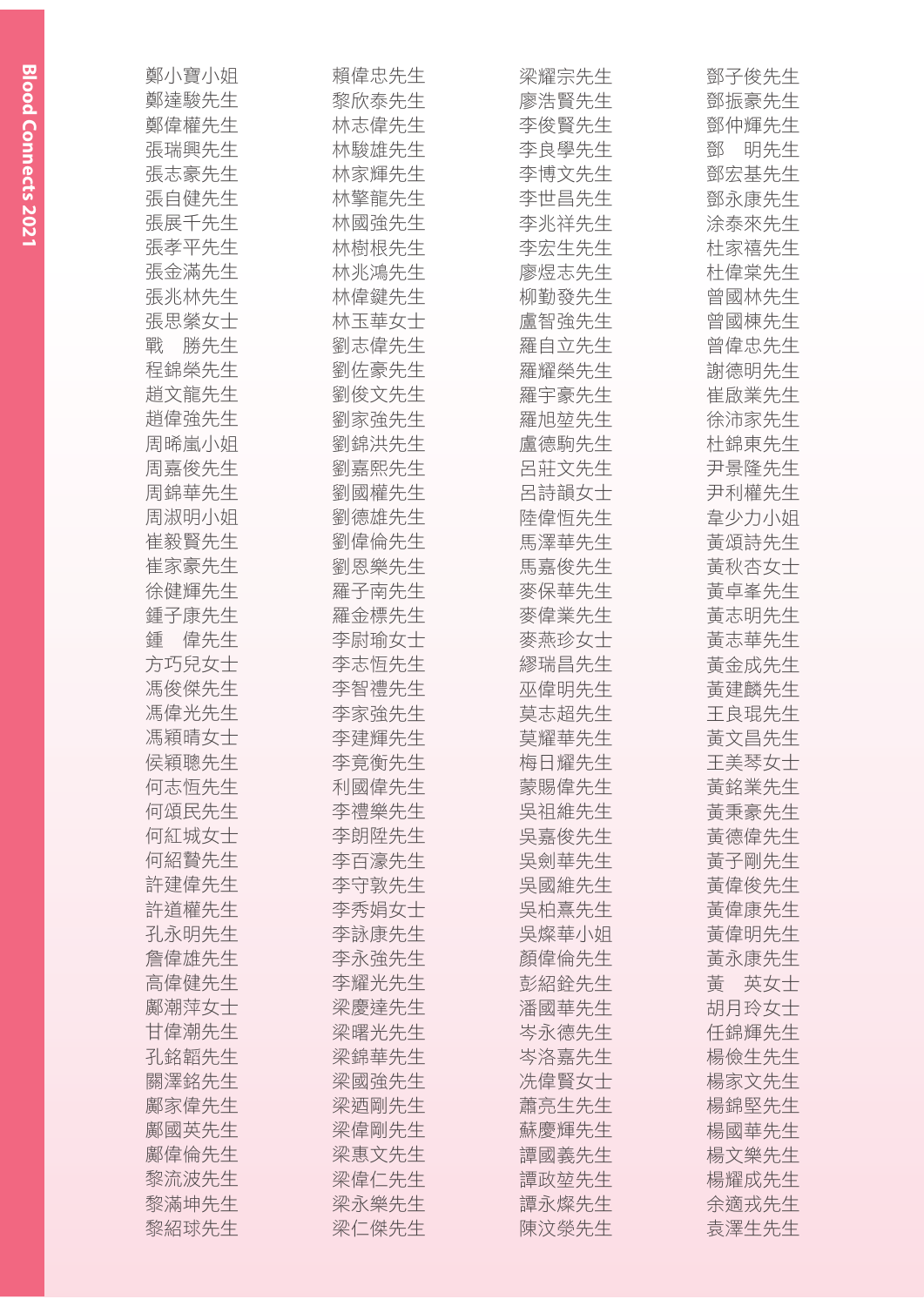鄭小寶小姐
鄭達駿先生
鄭偉權先生
張瑞興先生
張志豪先生
張自健先生
張展千先生
張孝平先生
張金滿先生
張兆林先生
張思縈女士
戰　勝先生
程錦榮先生
趙文龍先生
趙偉強先生
周晞嵐小姐
周嘉俊先生
周錦華先生
周淑明小姐
崔毅賢先生
崔家豪先生
徐健輝先生
鍾子康先生
鍾　偉先生
方巧兒女士
馮俊傑先生
馮偉光先生
馮穎晴女士
侯穎聰先生
何志恒先生
何頌民先生
何紅城女士
何紹贊先生
許建偉先生
許道權先生
孔永明先生
詹偉雄先生
高偉健先生
鄺潮萍女士
甘偉潮先生
孔銘韜先生
關澤銘先生
鄺家偉先生
鄺國英先生
鄺偉倫先生
黎流波先生
黎滿坤先生
黎紹球先生

賴偉忠先生
黎欣泰先生
林志偉先生
林駿雄先生
林家輝先生
林擎龍先生
林國強先生
林樹根先生
林兆鴻先生
林偉鍵先生
林玉華女士
劉志偉先生
劉佐豪先生
劉俊文先生
劉家強先生
劉錦洪先生
劉嘉熙先生
劉國權先生
劉德雄先生
劉偉倫先生
劉恩樂先生
羅子南先生
羅金標先生
李尉瑜女士
李志恒先生
李智禮先生
李家強先生
李建輝先生
李竟衡先生
利國偉先生
李禮樂先生
李朗陞先生
李百濠先生
李守敦先生
李秀娟女士
李詠康先生
李永強先生
李耀光先生
梁慶達先生
梁曙光先生
梁錦華先生
梁國強先生
梁迺剛先生
梁偉剛先生
梁惠文先生
梁偉仁先生
梁永樂先生
梁仁傑先生

梁耀宗先生
廖浩賢先生
李俊賢先生
李良學先生
李博文先生
李世昌先生
李兆祥先生
李宏生先生
廖煜志先生
柳勤發先生
盧智強先生
羅自立先生
羅耀榮先生
羅宇豪先生
羅旭堃先生
盧德駒先生
呂莊文先生
呂詩韻女士
陸偉恒先生
馬澤華先生
馬嘉俊先生
麥保華先生
麥偉業先生
麥燕珍女士
繆瑞昌先生
巫偉明先生
莫志超先生
莫耀華先生
梅日耀先生
蒙賜偉先生
吳祖維先生
吳嘉俊先生
吳劍華先生
吳國維先生
吳柏熹先生
吳燦華小姐
顏偉倫先生
彭紹銓先生
潘國華先生
岑永德先生
岑洛嘉先生
冼偉賢女士
蕭亮生先生
蘇慶輝先生
譚國義先生
譚政堃先生
譚永燦先生
陳汶榮先生

鄧子俊先生
鄧振豪先生
鄧仲輝先生
鄧　明先生
鄧宏基先生
鄧永康先生
涂泰來先生
杜家禧先生
杜偉棠先生
曾國林先生
曾國棟先生
曾偉忠先生
謝德明先生
崔啟業先生
徐沛家先生
杜錦東先生
尹景隆先生
尹利權先生
韋少力小姐
黃頌詩先生
黃秋杏女士
黃卓峯先生
黃志明先生
黃志華先生
黃金成先生
黃建麟先生
王良琨先生
黃文昌先生
王美琴女士
黃銘業先生
黃秉豪先生
黃德偉先生
黃子剛先生
黃偉俊先生
黃偉康先生
黃偉明先生
黃永康先生
黃　英女士
胡月玲女士
任錦輝先生
楊儉生先生
楊家文先生
楊錦堅先生
楊國華先生
楊文樂先生
楊耀成先生
余適戎先生
袁澤生先生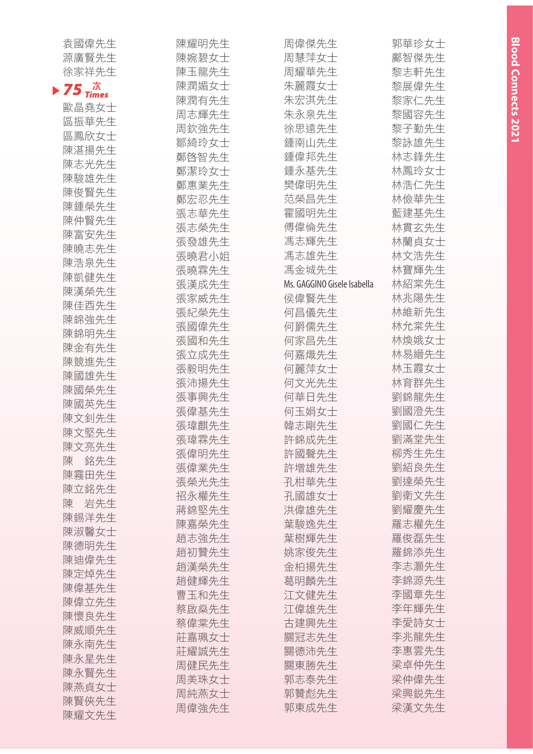袁國偉先生
源廣賢先生
徐家祥先生

### 75 次 Times

歐晶堯女士
區振華先生
區鳳欣女士
陳湛揚先生
陳志光先生
陳駿雄先生
陳俊賢先生
陳鍾榮先生
陳仲賢先生
陳富安先生
陳曉志先生
陳浩泉先生
陳凱健先生
陳漢榮先生
陳佳酉先生
陳錦強先生
陳錦明先生
陳金有先生
陳競進先生
陳國雄先生
陳國榮先生
陳國英先生
陳文釗先生
陳文堅先生
陳文亮先生
陳　銘先生
陳霧田先生
陳立銘先生
陳　岩先生
陳錫洋先生
陳淑馨女士
陳德明先生
陳迪偉先生
陳定焯先生
陳偉基先生
陳偉立先生
陳懷良先生
陳威順先生
陳永南先生
陳永星先生
陳永賢先生
陳燕貞女士
陳賢俠先生
陳耀文先生
陳耀明先生
陳婉碧女士
陳玉龍先生
陳潤媚女士
陳潤有先生
周志輝先生
周欽強先生
鄒綺玲女士
鄭啓智先生
鄭潔玲女士
鄭惠業先生
鄭宏忍先生
張志華先生
張志榮先生
張發雄先生
張曉君小姐
張曉霖先生
張漢成先生
張家威先生
張紀榮先生
張國偉先生
張國和先生
張立成先生
張毅明先生
張沛揚先生
張事興先生
張偉基先生
張瑋麒先生
張瑋霖先生
張偉明先生
張偉業先生
張榮光先生
招永權先生
蔣錦堅先生
陳嘉榮先生
趙志強先生
趙初贊先生
趙漢榮先生
趙健輝先生
曹玉和先生
蔡啟燊先生
蔡偉棠先生
莊嘉珮女士
莊耀誠先生
周健民先生
周美珠女士
周純燕女士
周偉強先生
周偉傑先生
周慧萍女士
周耀華先生
朱麗霞女士
朱宏淇先生
朱永泉先生
徐思遠先生
鍾南山先生
鍾偉邦先生
鍾永基先生
樊偉明先生
范榮昌先生
霍國明先生
傅偉倫先生
馮志輝先生
馮志雄先生
馮金城先生
Ms. GAGGINO Gisele Isabella
侯偉賢先生
何昌儀先生
何爵儒先生
何家昌先生
何嘉熾先生
何麗萍女士
何文光先生
何華日先生
何玉娟女士
韓志剛先生
許錦成先生
許國聲先生
許增雄先生
孔柑華先生
孔國雄女士
洪偉雄先生
葉駿逸先生
葉樹輝先生
姚家俊先生
金柏揚先生
葛明麟先生
江文健先生
江偉雄先生
古建興先生
關冠志先生
關德沛先生
關東勝先生
郭志泰先生
郭贊彪先生
郭東成先生
郭華珍女士
鄺智傑先生
黎志軒先生
黎展偉先生
黎家仁先生
黎國容先生
黎子勤先生
黎詠雄先生
林志鋒先生
林鳳玲女士
林浩仁先生
林儉華先生
藍建基先生
林貫玄先生
林蘭貞女士
林文浩先生
林寶輝先生
林紹棠先生
林兆陽先生
林維新先生
林允棠先生
林煥娥女士
林易縉先生
林玉霞女士
林育群先生
劉錦龍先生
劉國澄先生
劉國仁先生
劉滿堂先生
柳秀生先生
劉紹良先生
劉達榮先生
劉衛文先生
劉耀慶先生
羅志權先生
羅俊磊先生
羅錦添先生
李志灝先生
李錦源先生
李國章先生
李年輝先生
李愛詩女士
李兆龍先生
李惠雲先生
梁卓仲先生
梁仲偉先生
梁興銳先生
梁漢文先生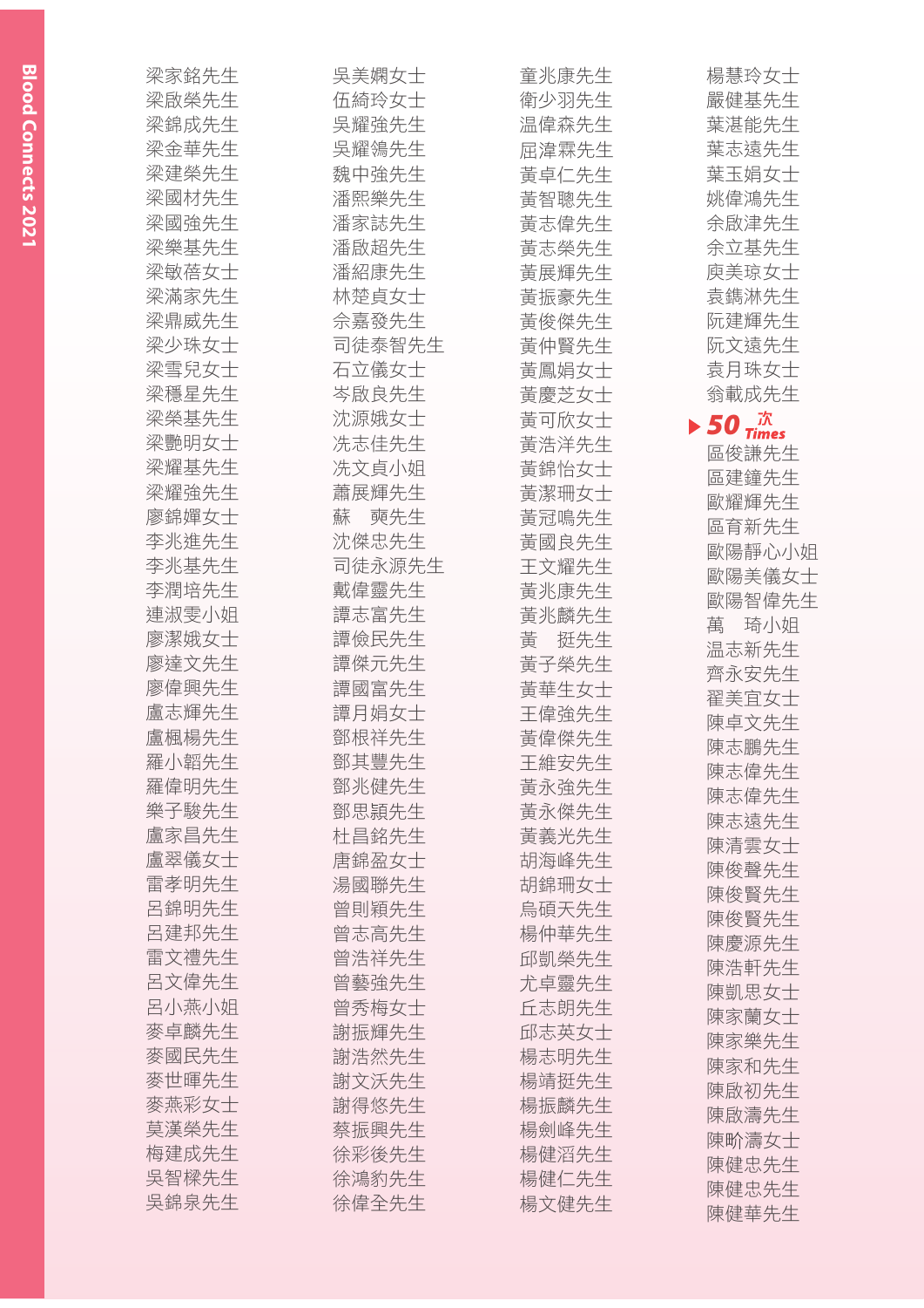梁家銘先生
梁啟榮先生
梁錦成先生
梁金華先生
梁建榮先生
梁國材先生
梁國強先生
梁樂基先生
梁敏蓓女士
梁滿家先生
梁鼎威先生
梁少珠女士
梁雪兒女士
梁穩星先生
梁榮基先生
梁艷明女士
梁耀基先生
梁耀強先生
廖錦嬋女士
李兆進先生
李兆基先生
李潤培先生
連淑雯小姐
廖潔娥女士
廖達文先生
廖偉興先生
盧志輝先生
盧楓楊先生
羅小韶先生
羅偉明先生
樂子駿先生
盧家昌先生
盧翠儀女士
雷孝明先生
呂錦明先生
呂建邦先生
雷文禮先生
呂文偉先生
呂小燕小姐
麥卓麟先生
麥國民先生
麥世暉先生
麥燕彩女士
莫漢榮先生
梅建成先生
吳智樑先生
吳錦泉先生

吳美嫻女士
伍綺玲女士
吳耀強先生
吳耀鴻先生
魏中強先生
潘熙樂先生
潘家誌先生
潘啟超先生
潘紹康先生
林楚貞女士
佘嘉發先生
司徒泰智先生
石立儀女士
岑啟良先生
沈源娥女士
冼志佳先生
冼文貞小姐
蕭展輝先生
蘇　爽先生
沈傑忠先生
司徒永源先生
戴偉靈先生
譚志富先生
譚儉民先生
譚傑元先生
譚國富先生
譚月娟女士
鄧根祥先生
鄧其豐先生
鄧兆健先生
鄧思顥先生
杜昌銘先生
唐錦盈女士
湯國聯先生
曾則穎先生
曾志高先生
曾浩祥先生
曾藝強先生
曾秀梅女士
謝振輝先生
謝浩然先生
謝文沃先生
謝得悠先生
蔡振興先生
徐彩後先生
徐鴻豹先生
徐偉全先生

童兆康先生
衛少羽先生
溫偉森先生
屈湋霖先生
黃卓仁先生
黃智聰先生
黃志偉先生
黃志榮先生
黃展輝先生
黃振豪先生
黃俊傑先生
黃仲賢先生
黃鳳娟女士
黃慶芝女士
黃可欣女士
黃浩洋先生
黃錦怡女士
黃潔珊女士
黃冠鳴先生
黃國良先生
王文耀先生
黃兆康先生
黃兆麟先生
黃　挺先生
黃子榮先生
黃華生女士
王偉強先生
黃偉傑先生
王維安先生
黃永強先生
黃永傑先生
黃義光先生
胡海峰先生
胡錦珊女士
烏碩天先生
楊仲華先生
邱凱榮先生
尤卓靈先生
丘志朗先生
邱志英女士
楊志明先生
楊靖挺先生
楊振麟先生
楊劍峰先生
楊健滔先生
楊健仁先生
楊文健先生

楊慧玲女士
嚴健基先生
葉湛能先生
葉志遠先生
葉玉娟女士
姚偉鴻先生
余啟津先生
余立基先生
庾美琼女士
袁鎸淋先生
阮建輝先生
阮文遠先生
袁月珠女士
翁載成先生

## ▶ 50 次 Times

區俊謙先生
區建鐘先生
歐耀輝先生
區育新先生
歐陽靜心小姐
歐陽美儀女士
歐陽智偉先生
萬　琦小姐
温志新先生
齊永安先生
翟美宜女士
陳卓文先生
陳志鵬先生
陳志偉先生
陳志偉先生
陳志遠先生
陳清雲女士
陳俊聲先生
陳俊賢先生
陳俊賢先生
陳慶源先生
陳浩軒先生
陳凱思女士
陳家蘭女士
陳家樂先生
陳家和先生
陳啟初先生
陳啟濤先生
陳盼濤女士
陳健忠先生
陳健忠先生
陳健華先生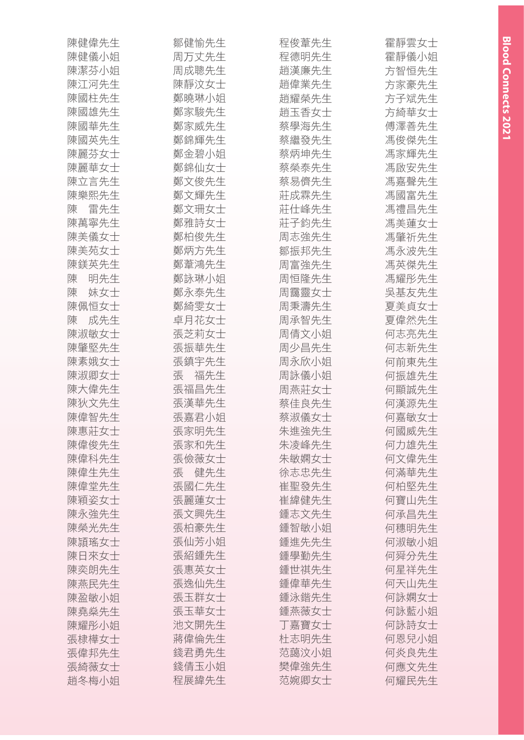陳健偉先生
陳健儀小姐
陳潔芬小姐
陳江河先生
陳國柱先生
陳國雄先生
陳國華先生
陳國英先生
陳麗芬女士
陳麗華女士
陳立言先生
陳樂熙先生
陳　雷先生
陳萬寧先生
陳美儀女士
陳美苑女士
陳鎂英先生
陳　明先生
陳　妹女士
陳佩恒女士
陳　成先生
陳淑敏女士
陳肇堅先生
陳素娥女士
陳淑卿女士
陳大偉先生
陳狄文先生
陳偉智先生
陳惠莊女士
陳偉俊先生
陳偉科先生
陳偉生先生
陳偉堂先生
陳穎姿女士
陳永強先生
陳榮光先生
陳頴瑤女士
陳日來女士
陳奕朗先生
陳燕民先生
陳盈敏小姐
陳堯燊先生
陳耀彤小姐
張棣樺女士
張偉邦先生
張綺薇女士
趙冬梅小姐

鄒健愉先生
周万丈先生
周成聰先生
陳靜汶女士
鄭曉琳小姐
鄭家駿先生
鄭家威先生
鄭錦輝先生
鄭金碧小姐
鄭錦仙女士
鄭文俊先生
鄭文輝先生
鄭文珊女士
鄭雅詩女士
鄭柏俊先生
鄭炳方先生
鄭葦鴻先生
鄭詠琳小姐
鄭永泰先生
鄭綺雯女士
卓月花女士
張芝莉女士
張振華先生
張鎮宇先生
張　福先生
張福昌先生
張漢華先生
張嘉君小姐
張家明先生
張家和先生
張倹薇女士
張　健先生
張國仁先生
張麗蓮女士
張文興先生
張柏豪先生
張仙芳小姐
張紹鍾先生
張惠英女士
張逸仙先生
張玉群女士
張玉華女士
池文開先生
蔣偉倫先生
錢君勇先生
錢倩玉小姐
程展緯先生

程俊葦先生
程德明先生
趙漢廉先生
趙偉業先生
趙耀榮先生
趙玉香女士
蔡學海先生
蔡繼發先生
蔡炳坤先生
蔡榮泰先生
蔡易儕先生
莊成霖先生
莊仕峰先生
莊子鈞先生
周志強先生
鄒振邦先生
周富強先生
周恒隆先生
周靄靈女士
周秉濤先生
周承智先生
周倩文小姐
周少昌先生
周永欣小姐
周詠儀小姐
周燕莊女士
蔡佳良先生
蔡淑儀女士
朱進強先生
朱凌峰先生
朱敏嫻女士
徐志忠先生
崔聖發先生
崔緯健先生
鍾志文先生
鍾智敏小姐
鍾進先先生
鍾學勤先生
鍾世祺先生
鍾偉華先生
鍾泳鍇先生
鍾燕薇女士
丁嘉寶女士
杜志明先生
范藹汶小姐
樊偉強先生
范婉卿女士

霍靜雲女士
霍靜儀小姐
方智恒先生
方家豪先生
方子斌先生
方綺華女士
傅澤善先生
馮俊傑先生
馮家輝先生
馮啟安先生
馮嘉聲先生
馮國富先生
馮禮昌先生
馮美蓮女士
馮肇祈先生
馮永波先生
馮英傑先生
馮耀彤先生
吳基友先生
夏美貞女士
夏偉然先生
何志亮先生
何志新先生
何前東先生
何振雄先生
何顯誠先生
何漢源先生
何嘉敏女士
何國威先生
何力雄先生
何文偉先生
何滿華先生
何柏堅先生
何寶山先生
何承昌先生
何穗明先生
何淑敏小姐
何舜分先生
何星祥先生
何天山先生
何詠嫻女士
何詠藍小姐
何詠詩女士
何恩兒小姐
何炎良先生
何應文先生
何耀民先生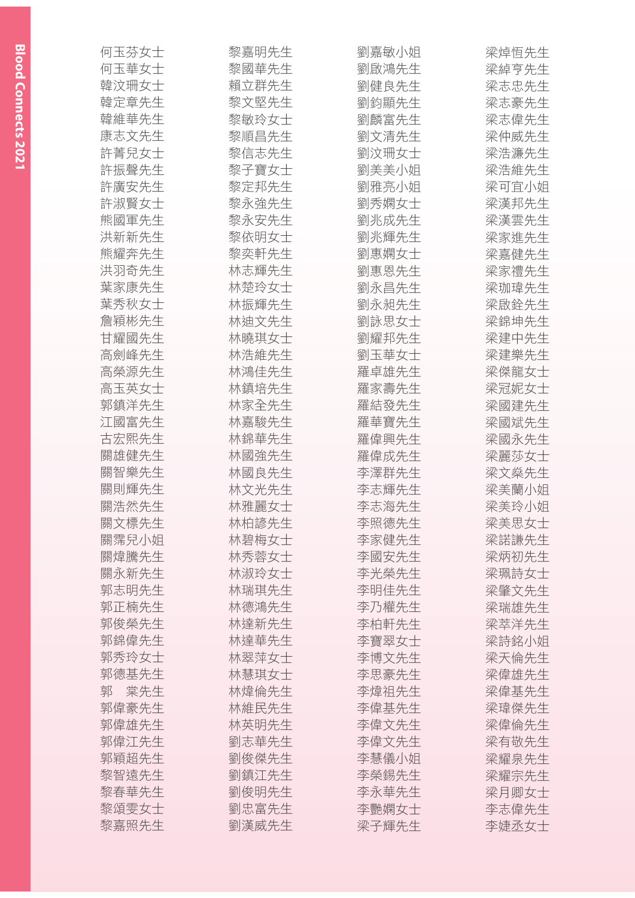何玉芬女士
何玉華女士
韓汶珊女士
韓定章先生
韓維華先生
康志文先生
許菁兒女士
許振聲先生
許廣安先生
許淑賢女士
熊國軍先生
洪新新先生
熊耀奔先生
洪羽奇先生
葉家康先生
葉秀秋女士
詹穎彬先生
甘耀國先生
高劍峰先生
高榮源先生
高玉英女士
郭鎮洋先生
江國富先生
古宏熙先生
關雄健先生
關智樂先生
關則輝先生
關浩然先生
關文標先生
關霈兒小姐
關煒騰先生
關永新先生
郭志明先生
郭正楠先生
郭俊榮先生
郭錦偉先生
郭秀玲女士
郭德基先生
郭　棠先生
郭偉豪先生
郭偉雄先生
郭偉江先生
郭穎超先生
黎智遠先生
黎春華先生
黎頌雯女士
黎嘉照先生

黎嘉明先生
黎國華先生
賴立群先生
黎文堅先生
黎敏玲女士
黎順昌先生
黎信志先生
黎子寶女士
黎定邦先生
黎永強先生
黎永安先生
黎依明女士
黎奕軒先生
林志輝先生
林楚玲女士
林振輝先生
林迪文先生
林曉琪女士
林浩維先生
林鴻佳先生
林鎮培先生
林家全先生
林嘉駿先生
林錦華先生
林國強先生
林國良先生
林文光先生
林雅麗女士
林柏諺先生
林碧梅女士
林秀蓉女士
林淑玲女士
林瑞琪先生
林德鴻先生
林達新先生
林達華先生
林翠萍女士
林慧琪女士
林煒倫先生
林維民先生
林英明先生
劉志華先生
劉俊傑先生
劉鎮江先生
劉俊明先生
劉忠富先生
劉漢威先生

劉嘉敏小姐
劉啟鴻先生
劉健良先生
劉鈞顯先生
劉麟富先生
劉文清先生
劉汶珊女士
劉美美小姐
劉雅亮小姐
劉秀嫻女士
劉兆成先生
劉兆輝先生
劉惠嫻女士
劉惠恩先生
劉永昌先生
劉永昶先生
劉詠思女士
劉耀邦先生
劉玉華女士
羅卓雄先生
羅家壽先生
羅結發先生
羅華寶先生
羅偉興先生
羅偉成先生
李澤群先生
李志輝先生
李志海先生
李照德先生
李家健先生
李國安先生
李光榮先生
李明佳先生
李乃權先生
李柏軒先生
李寶翠女士
李博文先生
李思豪先生
李煒祖先生
李偉基先生
李偉文先生
李偉文先生
李慧儀小姐
李榮錫先生
李永華先生
李艷嫻女士
梁子輝先生

梁焯恆先生
梁綽亨先生
梁志忠先生
梁志豪先生
梁志偉先生
梁仲威先生
梁浩濂先生
梁浩維先生
梁可宜小姐
梁漢邦先生
梁漢雲先生
梁家進先生
梁嘉健先生
梁家禮先生
梁珈瑋先生
梁啟銓先生
梁錦坤先生
梁建中先生
梁建樂先生
梁傑龍女士
梁冠妮女士
梁國建先生
梁國斌先生
梁國永先生
梁麗莎女士
梁文燊先生
梁美蘭小姐
梁美玲小姐
梁美思女士
梁諾謙先生
梁炳初先生
梁珮詩女士
梁肇文先生
梁瑞雄先生
梁萃洋先生
梁詩銘小姐
梁天倫先生
梁偉雄先生
梁偉基先生
梁瑋傑先生
梁偉倫先生
梁有敬先生
梁耀泉先生
梁耀宗先生
梁月卿女士
李志偉先生
李婕丞女士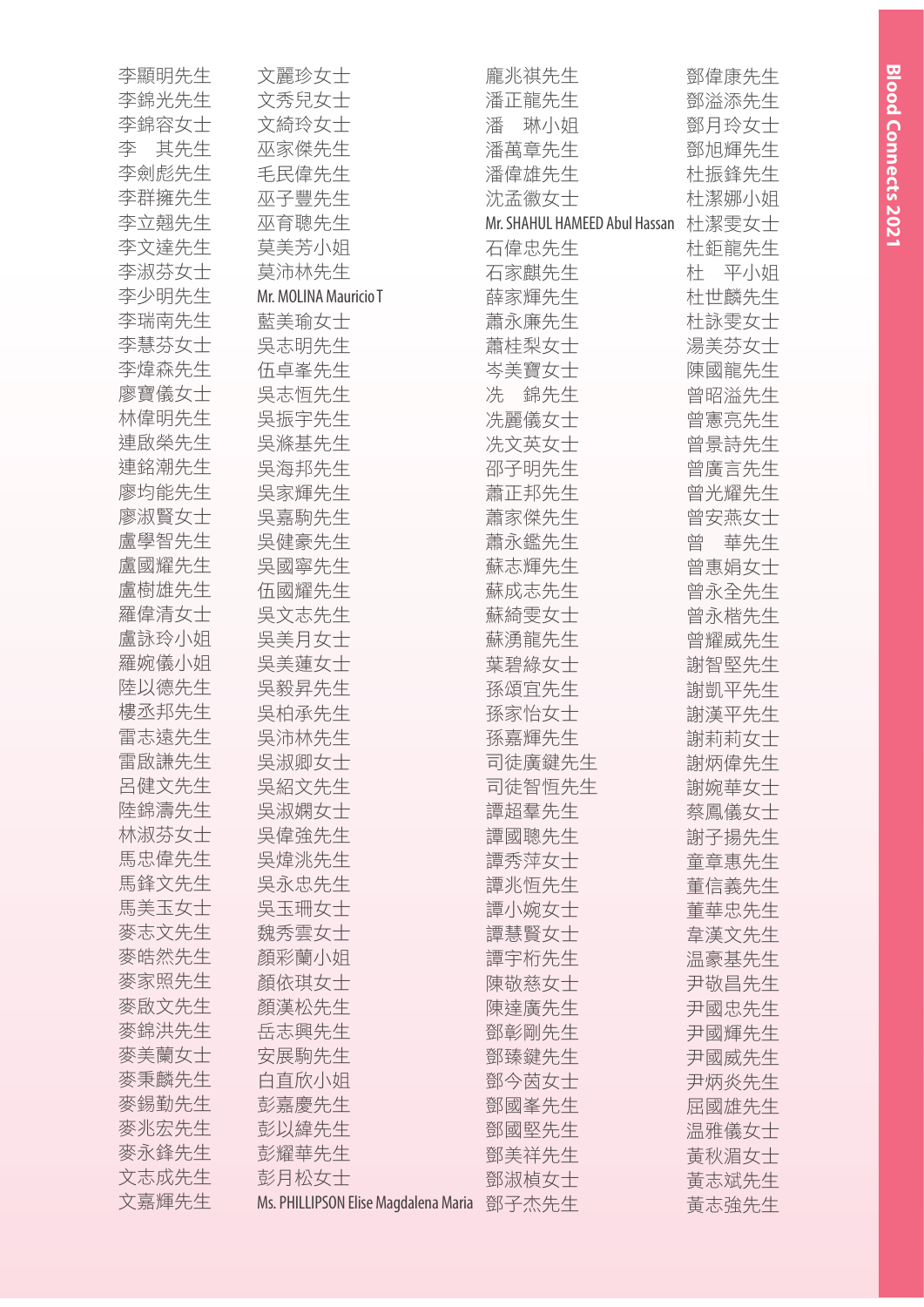李顯明先生
李錦光先生
李錦容女士
李　其先生
李劍彪先生
李群擁先生
李立翹先生
李文達先生
李淑芬女士
李少明先生
李瑞南先生
李慧芬女士
李煒森先生
廖寶儀女士
林偉明先生
連啟榮先生
連銘潮先生
廖均能先生
廖淑賢女士
盧學智先生
盧國耀先生
盧樹雄先生
羅偉清女士
盧詠玲小姐
羅婉儀小姐
陸以德先生
樓丞邦先生
雷志遠先生
雷啟謙先生
呂健文先生
陸錦濤先生
林淑芬女士
馬忠偉先生
馬鋒文先生
馬美玉女士
麥志文先生
麥皓然先生
麥家照先生
麥啟文先生
麥錦洪先生
麥美蘭女士
麥秉麟先生
麥錫勤先生
麥兆宏先生
麥永鋒先生
文志成先生
文嘉輝先生

文麗珍女士
文秀兒女士
文綺玲女士
巫家傑先生
毛民偉先生
巫子豐先生
巫育聰先生
莫美芳小姐
莫沛林先生
Mr. MOLINA Mauricio T
藍美瑜女士
吳志明先生
伍卓峯先生
吳志恆先生
吳振宇先生
吳滌基先生
吳海邦先生
吳家輝先生
吳嘉駒先生
吳健豪先生
吳國寧先生
伍國耀先生
吳文志先生
吳美月女士
吳美蓮女士
吳毅昇先生
吳柏承先生
吳沛林先生
吳淑卿女士
吳紹文先生
吳淑嫺女士
吳偉強先生
吳煒洮先生
吳永忠先生
吳玉珊女士
魏秀雲女士
顏彩蘭小姐
顏依琪女士
顏漢松先生
岳志興先生
安展駒先生
白直欣小姐
彭嘉慶先生
彭以緯先生
彭耀華先生
彭月松女士
Ms. PHILLIPSON Elise Magdalena Maria

龐兆祺先生
潘正龍先生
潘　琳小姐
潘萬章先生
潘偉雄先生
沈孟徽女士
Mr. SHAHUL HAMEED Abul Hassan
石偉忠先生
石家麒先生
薛家輝先生
蕭永廉先生
蕭桂梨女士
岑美寶女士
冼　錦先生
冼麗儀女士
冼文英女士
邵子明先生
蕭正邦先生
蕭家傑先生
蕭永鑑先生
蘇志輝先生
蘇成志先生
蘇綺雯女士
蘇湧龍先生
葉碧綠女士
孫頌宜先生
孫家怡女士
孫嘉輝先生
司徒廣鍵先生
司徒智恒先生
譚超羣先生
譚國聰先生
譚秀萍女士
譚兆恒先生
譚小婉女士
譚慧賢女士
譚宇桁先生
陳敬慈女士
陳達廣先生
鄧彰剛先生
鄧臻鍵先生
鄧今茵女士
鄧國峯先生
鄧國堅先生
鄧美祥先生
鄧淑楨女士
鄧子杰先生

鄧偉康先生
鄧溢添先生
鄧月玲女士
鄧旭輝先生
杜振鋒先生
杜潔娜小姐
杜潔雯女士
杜鉅龍先生
杜　平小姐
杜世麟先生
杜詠雯女士
湯美芬女士
陳國龍先生
曾昭溢先生
曾憲亮先生
曾景詩先生
曾廣言先生
曾光耀先生
曾安燕女士
曾　華先生
曾惠娟女士
曾永全先生
曾永楷先生
曾耀威先生
謝智堅先生
謝凱平先生
謝漢平先生
謝莉莉女士
謝炳偉先生
謝婉華女士
蔡鳳儀女士
謝子揚先生
童章惠先生
董信義先生
董華忠先生
韋漢文先生
温豪基先生
尹敬昌先生
尹國忠先生
尹國輝先生
尹國威先生
尹炳炎先生
屈國雄先生
温雅儀女士
黃秋湄女士
黃志斌先生
黃志強先生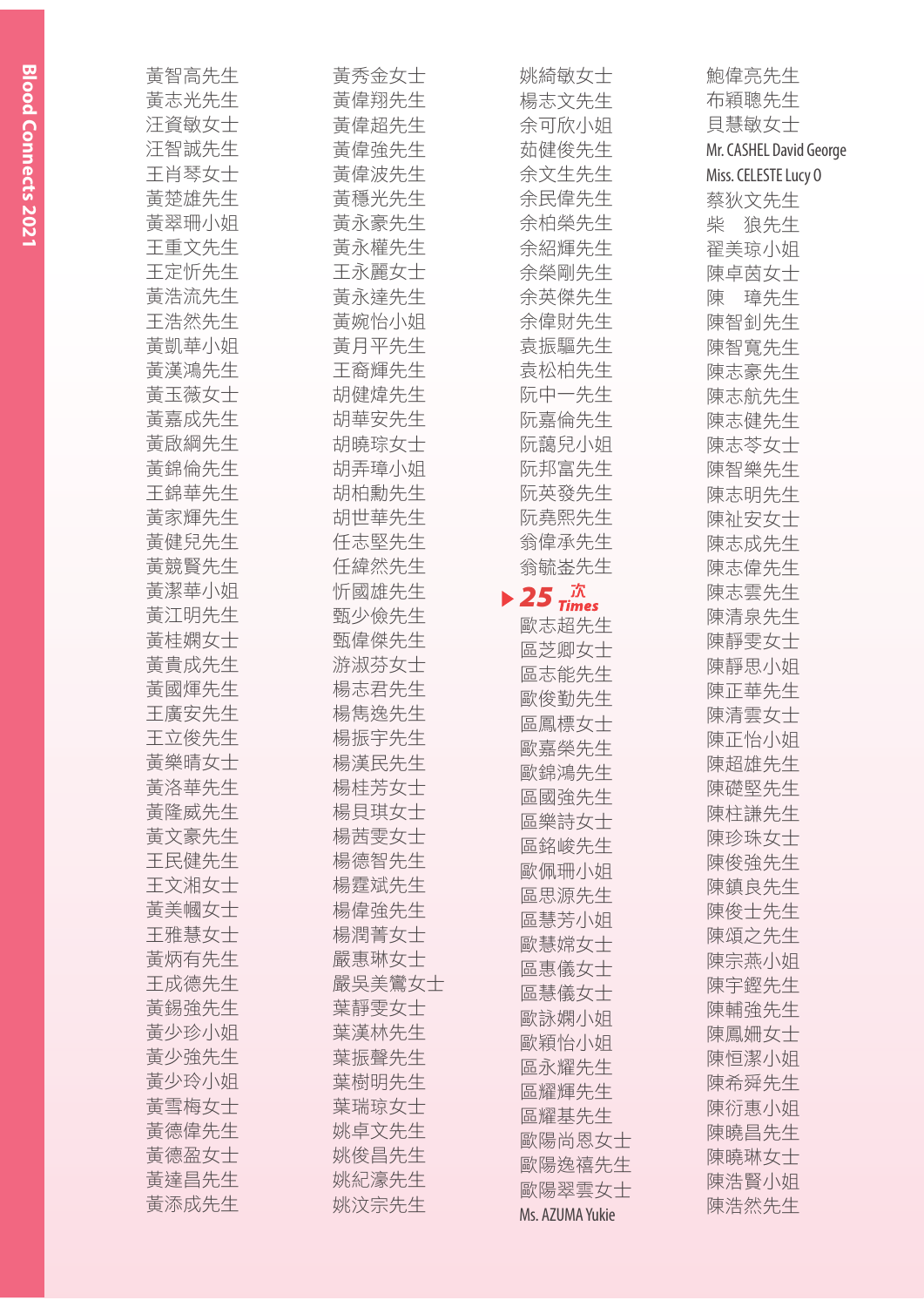黃智高先生
黃志光先生
汪資敏女士
汪智誠先生
王肖琴女士
黃楚雄先生
黃翠珊小姐
王重文先生
王定忻先生
黃浩流先生
王浩然先生
黃凱華小姐
黃漢鴻先生
黃玉薇女士
黃嘉成先生
黃啟綱先生
黃錦倫先生
王錦華先生
黃家輝先生
黃健兒先生
黃競賢先生
黃潔華小姐
黃江明先生
黃桂嫻女士
黃貴成先生
黃國熚先生
王廣安先生
王立俊先生
黃樂晴女士
黃洛華先生
黃隆威先生
黃文豪先生
王民健先生
王文湘女士
黃美幗女士
王雅慧女士
黃炳有先生
王成德先生
黃錫強先生
黃少珍小姐
黃少強先生
黃少玲小姐
黃雪梅女士
黃德偉先生
黃德盈女士
黃達昌先生
黃添成先生

黃秀金女士
黃偉翔先生
黃偉超先生
黃偉強先生
黃偉波先生
黃穩光先生
黃永豪先生
黃永權先生
王永麗女士
黃永達先生
黃婉怡小姐
黃月平先生
王裔輝先生
胡健煒先生
胡華安先生
胡曉琮女士
胡弄璋小姐
胡柏勳先生
胡世華先生
任志堅先生
任緯然先生
忻國雄先生
甄少儉先生
甄偉傑先生
游淑芬女士
楊志君先生
楊雋逸先生
楊振宇先生
楊漢民先生
楊桂芳女士
楊貝琪女士
楊茜雯女士
楊德智先生
楊霆斌先生
楊偉強先生
楊潤菁女士
嚴惠琳女士
嚴吳美鶯女士
葉靜雯女士
葉漢林先生
葉振聲先生
葉樹明先生
葉瑞琼女士
姚卓文先生
姚俊昌先生
姚紀濠先生
姚汶宗先生

姚綺敏女士
楊志文先生
余可欣小姐
茹健俊先生
余文生先生
余民偉先生
余柏榮先生
余紹輝先生
余榮剛先生
余英傑先生
余偉財先生
袁振驅先生
袁松柏先生
阮中一先生
阮嘉倫先生
阮靄兒小姐
阮邦富先生
阮英發先生
阮堯熙先生
翁偉承先生
翁毓崟先生

## 25 次 Times

歐志超先生
區芝卿女士
區志能先生
歐俊勤先生
區鳳標女士
歐嘉榮先生
歐錦鴻先生
區國強先生
區樂詩女士
區銘峻先生
歐佩珊小姐
區思源先生
區慧芳小姐
歐慧嫦女士
區惠儀女士
區慧儀女士
歐詠嫻小姐
歐穎怡小姐
區永耀先生
區耀輝先生
區耀基先生
歐陽尚恩女士
歐陽逸禧先生
歐陽翠雲女士
Ms. AZUMA Yukie

鮑偉亮先生
布穎聰先生
貝慧敏女士
Mr. CASHEL David George
Miss. CELESTE Lucy O
蔡狄文先生
柴　狼先生
翟美琼小姐
陳卓茵女士
陳　璋先生
陳智釗先生
陳智寬先生
陳志豪先生
陳志航先生
陳志健先生
陳志苓女士
陳智樂先生
陳志明先生
陳祉安女士
陳志成先生
陳志偉先生
陳志雲先生
陳清泉先生
陳靜雯女士
陳靜思小姐
陳正華先生
陳清雲女士
陳正怡小姐
陳超雄先生
陳礎堅先生
陳柱謙先生
陳珍珠女士
陳俊強先生
陳鎮良先生
陳俊士先生
陳頌之先生
陳宗燕小姐
陳宇鏗先生
陳輔強先生
陳鳳姍女士
陳恒潔小姐
陳希舜先生
陳衍惠小姐
陳曉昌先生
陳曉琳女士
陳浩賢小姐
陳浩然先生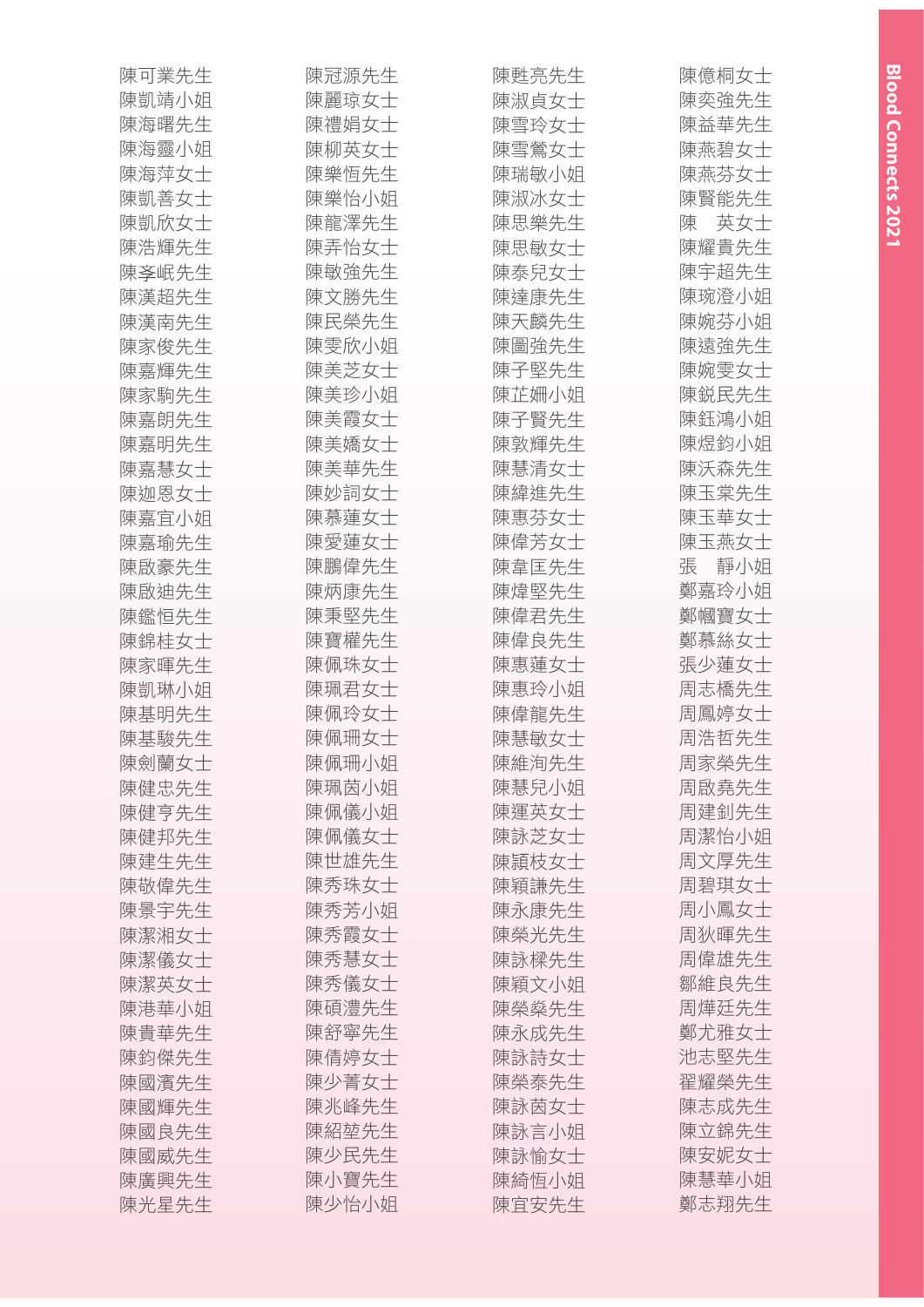陳可業先生
陳凱靖小姐
陳海曙先生
陳海靈小姐
陳海萍女士
陳凱善女士
陳凱欣女士
陳浩輝先生
陳孝岷先生
陳漢超先生
陳漢南先生
陳家俊先生
陳嘉輝先生
陳家駒先生
陳嘉朗先生
陳嘉明先生
陳嘉慧女士
陳迦恩女士
陳嘉宜小姐
陳嘉瑜先生
陳啟豪先生
陳啟迪先生
陳鑑恒先生
陳錦桂女士
陳家暉先生
陳凱琳小姐
陳基明先生
陳基駿先生
陳劍蘭女士
陳健忠先生
陳健亨先生
陳健邦先生
陳建生先生
陳敬偉先生
陳景宇先生
陳潔湘女士
陳潔儀女士
陳潔英女士
陳港華小姐
陳貴華先生
陳鈞傑先生
陳國濱先生
陳國輝先生
陳國良先生
陳國威先生
陳廣興先生
陳光星先生

陳冠源先生
陳麗琼女士
陳禮娟女士
陳柳英女士
陳樂恆先生
陳樂怡小姐
陳龍澤先生
陳弄怡女士
陳敏強先生
陳文勝先生
陳民榮先生
陳雯欣小姐
陳美芝女士
陳美珍小姐
陳美霞女士
陳美嬌女士
陳美華先生
陳妙詞女士
陳慕蓮女士
陳愛蓮女士
陳鵬偉先生
陳炳康先生
陳秉堅先生
陳寶權先生
陳佩珠女士
陳珮君女士
陳佩玲女士
陳佩珊女士
陳佩珊小姐
陳珮茵小姐
陳佩儀小姐
陳佩儀女士
陳世雄先生
陳秀珠女士
陳秀芳小姐
陳秀霞女士
陳秀慧女士
陳秀儀女士
陳碩澧先生
陳舒寧先生
陳倩婷女士
陳少菁女士
陳兆峰先生
陳紹堃先生
陳少民先生
陳小寶先生
陳少怡小姐

陳甦亮先生
陳淑貞女士
陳雪玲女士
陳雪鶯女士
陳瑞敏小姐
陳淑冰女士
陳思樂先生
陳思敏女士
陳泰兒女士
陳達康先生
陳天麟先生
陳圖強先生
陳子堅先生
陳芷姍小姐
陳子賢先生
陳敦輝先生
陳慧清女士
陳緯進先生
陳惠芬女士
陳偉芳女士
陳韋匡先生
陳煒堅先生
陳偉君先生
陳偉良先生
陳惠蓮女士
陳惠玲小姐
陳偉龍先生
陳慧敏女士
陳維洵先生
陳慧兒小姐
陳運英女士
陳詠芝女士
陳頴枝女士
陳穎謙先生
陳永康先生
陳榮光先生
陳詠樑先生
陳穎文小姐
陳榮燊先生
陳永成先生
陳詠詩女士
陳榮泰先生
陳詠茵女士
陳詠言小姐
陳詠愉女士
陳綺恆小姐
陳宜安先生

陳億桐女士
陳奕強先生
陳益華先生
陳燕碧女士
陳燕芬女士
陳賢能先生
陳　英女士
陳耀貴先生
陳宇超先生
陳琬澄小姐
陳婉芬小姐
陳遠強先生
陳婉雯女士
陳鋭民先生
陳鈺鴻小姐
陳煜鈞小姐
陳沃森先生
陳玉棠先生
陳玉華女士
陳玉燕女士
張　靜小姐
鄭嘉玲小姐
鄭幗寶女士
鄭慕絲女士
張少蓮女士
周志橋先生
周鳳婷女士
周浩哲先生
周家榮先生
周啟堯先生
周建釗先生
周潔怡小姐
周文厚先生
周碧琪女士
周小鳳女士
周狄暉先生
周偉雄先生
鄒維良先生
周煒廷先生
鄭尤雅女士
池志堅先生
翟耀榮先生
陳志成先生
陳立錦先生
陳安妮女士
陳慧華小姐
鄭志翔先生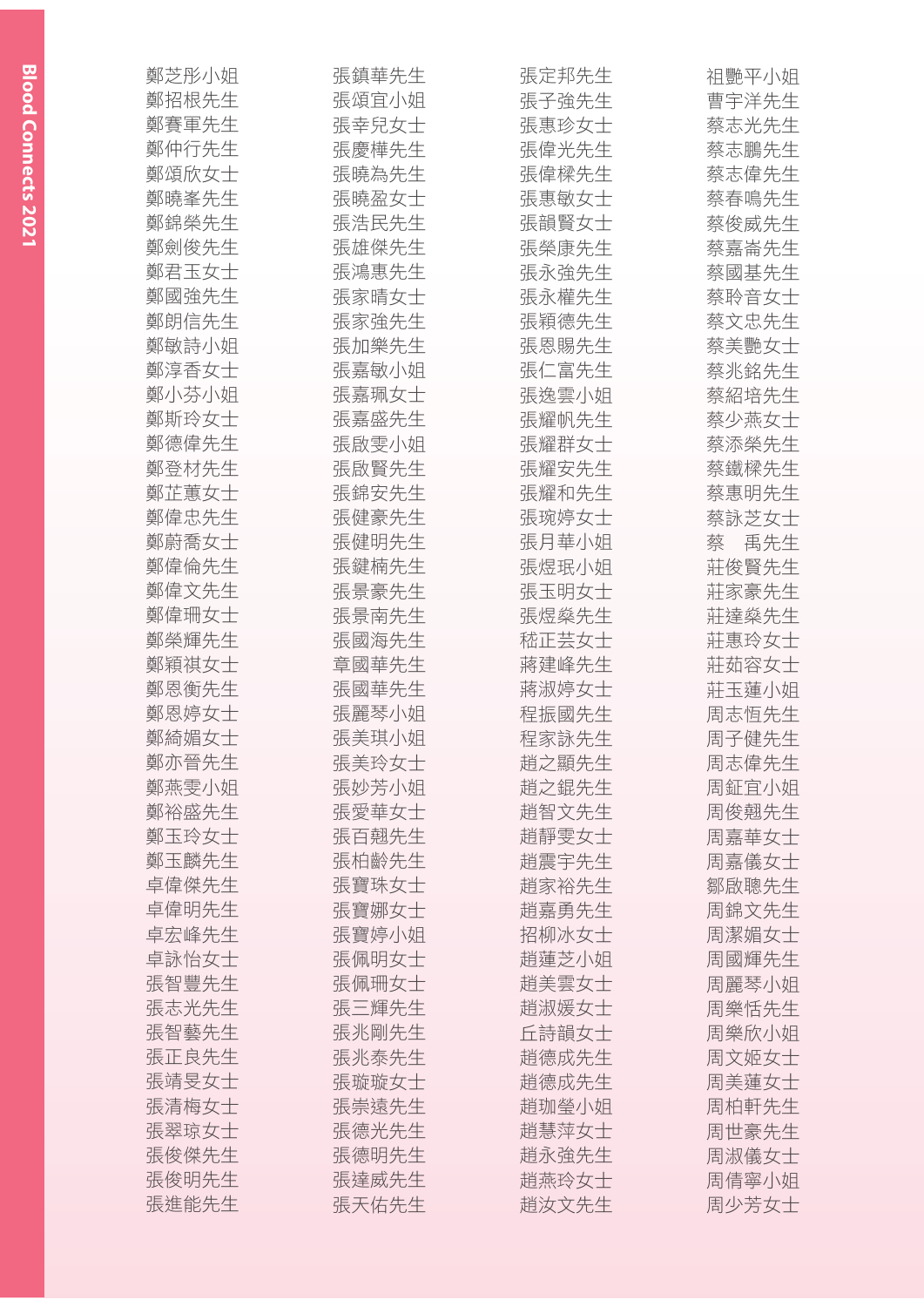鄭芝彤小姐
鄭招根先生
鄭賽軍先生
鄭仲行先生
鄭頌欣女士
鄭曉峯先生
鄭錦榮先生
鄭劍俊先生
鄭君玉女士
鄭國強先生
鄭朗信先生
鄭敏詩小姐
鄭淳香女士
鄭小芬小姐
鄭斯玲女士
鄭德偉先生
鄭登材先生
鄭芷蕙女士
鄭偉忠先生
鄭蔚喬女士
鄭偉倫先生
鄭偉文先生
鄭偉珊女士
鄭榮輝先生
鄭穎祺女士
鄭恩衡先生
鄭恩婷女士
鄭綺媚女士
鄭亦晉先生
鄭燕雯小姐
鄭裕盛先生
鄭玉玲女士
鄭玉麟先生
卓偉傑先生
卓偉明先生
卓宏峰先生
卓詠怡女士
張智豐先生
張志光先生
張智藝先生
張正良先生
張靖旻女士
張清梅女士
張翠琼女士
張俊傑先生
張俊明先生
張進能先生

張鎮華先生
張頌宜小姐
張幸兒女士
張慶樺先生
張曉為先生
張曉盈女士
張浩民先生
張雄傑先生
張鴻惠先生
張家晴女士
張家強先生
張加樂先生
張嘉敏小姐
張嘉珮女士
張嘉盛先生
張啟雯小姐
張啟賢先生
張錦安先生
張健豪先生
張健明先生
張鍵楠先生
張景豪先生
張景南先生
張國海先生
章國華先生
張國華先生
張麗琴小姐
張美琪小姐
張美玲女士
張妙芳小姐
張愛華女士
張百翹先生
張柏齡先生
張寶珠女士
張寶娜女士
張寶婷小姐
張佩明女士
張佩珊女士
張三輝先生
張兆剛先生
張兆泰先生
張璇璇女士
張崇遠先生
張德光先生
張德明先生
張達威先生
張天佑先生

張定邦先生
張子強先生
張惠珍女士
張偉光先生
張偉樑先生
張惠敏女士
張韻賢女士
張榮康先生
張永強先生
張永權先生
張穎德先生
張恩賜先生
張仁富先生
張逸雲小姐
張耀帆先生
張耀群女士
張耀安先生
張耀和先生
張琬婷女士
張月華小姐
張煜珉小姐
張玉明女士
張煜燊先生
嵇正芸女士
蔣建峰先生
蔣淑婷女士
程振國先生
程家詠先生
趙之顯先生
趙之錕先生
趙智文先生
趙靜雯女士
趙震宇先生
趙家裕先生
趙嘉勇先生
招柳冰女士
趙蓮芝小姐
趙美雲女士
趙淑媛女士
丘詩韻女士
趙德成先生
趙德成先生
趙珈瑩小姐
趙慧萍女士
趙永強先生
趙燕玲女士
趙汝文先生

祖艷平小姐
曹宇洋先生
蔡志光先生
蔡志鵬先生
蔡志偉先生
蔡春鳴先生
蔡俊威先生
蔡嘉嵩先生
蔡國基先生
蔡聆音女士
蔡文忠先生
蔡美艷女士
蔡兆銘先生
蔡紹培先生
蔡少燕女士
蔡添榮先生
蔡鐵樑先生
蔡惠明先生
蔡詠芝女士
蔡　禹先生
莊俊賢先生
莊家豪先生
莊達燊先生
莊惠玲女士
莊茹容女士
莊玉蓮小姐
周志恒先生
周子健先生
周志偉先生
周鉦宜小姐
周俊翹先生
周嘉華女士
周嘉儀女士
鄒啟聰先生
周錦文先生
周潔媚女士
周國輝先生
周麗琴小姐
周樂恬先生
周樂欣小姐
周文姬女士
周美蓮女士
周柏軒先生
周世豪先生
周淑儀女士
周倩寧小姐
周少芳女士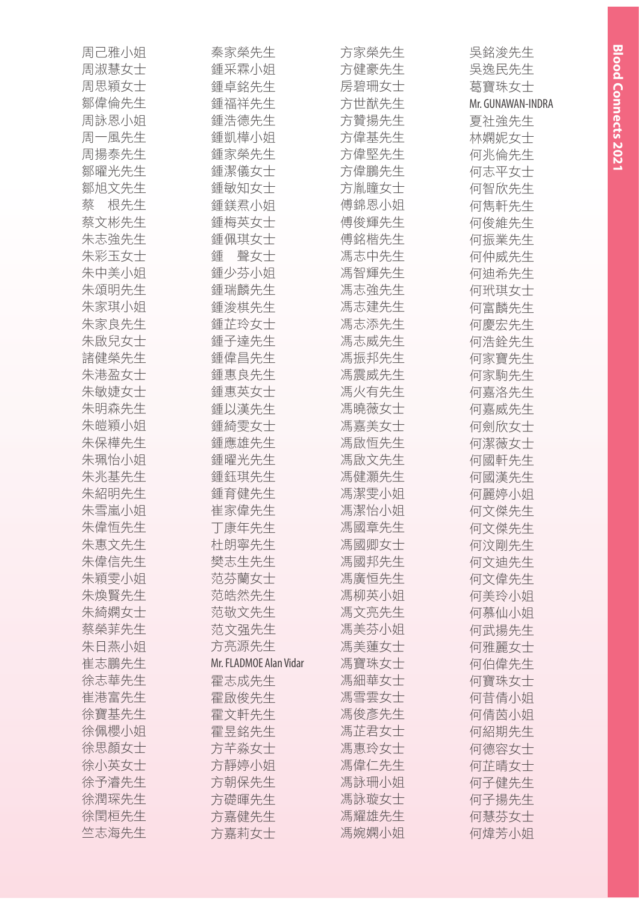周己雅小姐
周淑慧女士
周思穎女士
鄒偉倫先生
周詠恩小姐
周一風先生
周揚泰先生
鄒曜光先生
鄒旭文先生
蔡　根先生
蔡文彬先生
朱志強先生
朱彩玉女士
朱中美小姐
朱頌明先生
朱家琪小姐
朱家良先生
朱啟兒女士
諸健榮先生
朱港盈女士
朱敏婕女士
朱明森先生
朱愷穎小姐
朱保樺先生
朱珮怡小姐
朱兆基先生
朱紹明先生
朱雪嵐小姐
朱偉恒先生
朱惠文先生
朱偉信先生
朱穎雯小姐
朱煥賢先生
朱綺嫻女士
蔡榮菲先生
朱日燕小姐
崔志鵬先生
徐志華先生
崔港富先生
徐寶基先生
徐佩櫻小姐
徐思顏女士
徐小英女士
徐予濬先生
徐潤琛先生
徐閏桓先生
竺志海先生

秦家榮先生
鍾采霖小姐
鍾卓銘先生
鍾福祥先生
鍾浩德先生
鍾凱樺小姐
鍾家榮先生
鍾潔儀女士
鍾敏知女士
鍾鎂君小姐
鍾梅英女士
鍾佩琪女士
鍾　聲女士
鍾少芬小姐
鍾瑞麟先生
鍾浚棋先生
鍾芷玲女士
鍾子達先生
鍾偉昌先生
鍾惠良先生
鍾惠英女士
鍾以漢先生
鍾綺雯女士
鍾應雄先生
鍾曜光先生
鍾鈺琪先生
鍾育健先生
崔家偉先生
丁康年先生
杜朗寧先生
樊志生先生
范芬蘭女士
范皓然先生
范敬文先生
范文強先生
方亮源先生
Mr. FLADMOE Alan Vidar
霍志成先生
霍啟俊先生
霍文軒先生
霍昱銘先生
方芊淼女士
方靜婷小姐
方朝保先生
方礎暉先生
方嘉健先生
方嘉莉女士

方家榮先生
方健豪先生
房碧珊女士
方世猷先生
方贊揚先生
方偉基先生
方偉堅先生
方偉鵬先生
方胤瞳女士
傅錦恩小姐
傅俊輝先生
傅銘楷先生
馮志中先生
馮智輝先生
馮志強先生
馮志建先生
馮志添先生
馮志威先生
馮振邦先生
馮震威先生
馮火有先生
馮曉薇女士
馮嘉美女士
馮啟恆先生
馮啟文先生
馮健灝先生
馮潔雯小姐
馮潔怡小姐
馮國章先生
馮國卿女士
馮國邦先生
馮廣恒先生
馮柳英小姐
馮文亮先生
馮美芬小姐
馮美蓮女士
馮寶珠女士
馮細華女士
馮雪雲女士
馮俊彥先生
馮芷君女士
馮惠玲女士
馮偉仁先生
馮詠珊小姐
馮詠璇女士
馮耀雄先生
馮婉嫻小姐

吳銘浚先生
吳逸民先生
葛寶珠女士
Mr. GUNAWAN-INDRA
夏社強先生
林嫻妮女士
何兆倫先生
何志平女士
何智欣先生
何雋軒先生
何俊維先生
何振業先生
何仲威先生
何廸希先生
何玳琪女士
何富麟先生
何慶宏先生
何浩銓先生
何家寶先生
何家駒先生
何嘉洛先生
何嘉威先生
何劍欣女士
何潔薇女士
何國軒先生
何國漢先生
何麗婷小姐
何文傑先生
何文傑先生
何汶剛先生
何文迪先生
何文偉先生
何美玲小姐
何慕仙小姐
何武揚先生
何雅麗女士
何伯偉先生
何寶珠女士
何昔倩小姐
何倩茵小姐
何紹期先生
何德容女士
何芷晴女士
何子健先生
何子揚先生
何慧芬女士
何煒芳小姐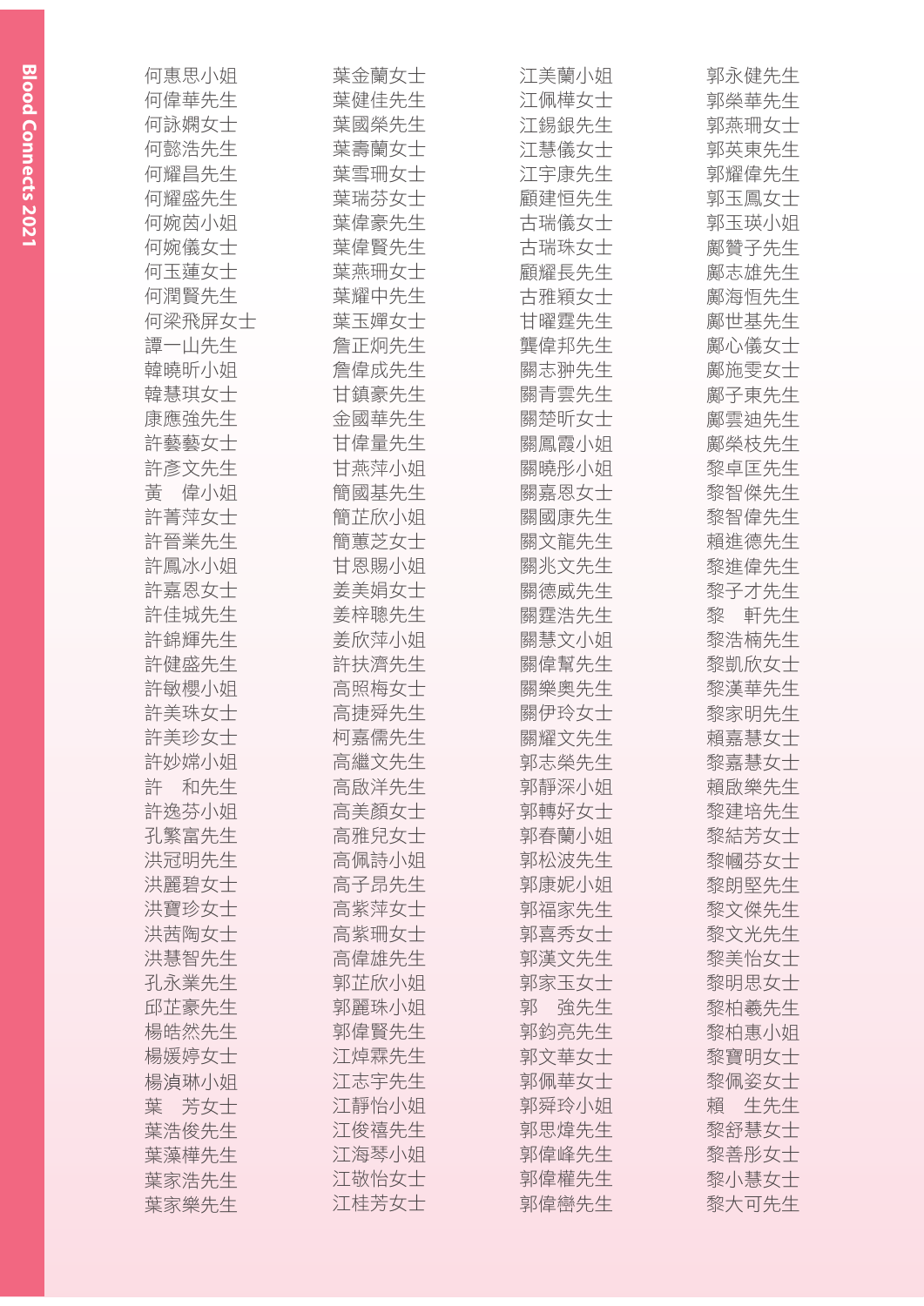何惠思小姐
何偉華先生
何詠嫻女士
何懿浩先生
何耀昌先生
何耀盛先生
何婉茵小姐
何婉儀女士
何玉蓮女士
何潤賢先生
何梁飛屏女士
譚一山先生
韓曉昕小姐
韓慧琪女士
康應強先生
許藝藝女士
許彥文先生
黃　偉小姐
許菁萍女士
許晉業先生
許鳳冰小姐
許嘉恩女士
許佳城先生
許錦輝先生
許健盛先生
許敏櫻小姐
許美珠女士
許美珍女士
許妙婷小姐
許　和先生
許逸芬小姐
孔繁富先生
洪冠明先生
洪麗碧女士
洪寶珍女士
洪茜陶女士
洪慧智先生
孔永業先生
邱芷豪先生
楊皓然先生
楊媛婷女士
楊湞琳小姐
葉　芳女士
葉浩俊先生
葉藻樺先生
葉家浩先生
葉家樂先生

葉金蘭女士
葉健佳先生
葉國榮先生
葉壽蘭女士
葉雪珊女士
葉瑞芬女士
葉偉豪先生
葉偉賢先生
葉燕珊女士
葉耀中先生
葉玉嬋女士
詹正炯先生
詹偉成先生
甘鎮豪先生
金國華先生
甘偉量先生
甘燕萍小姐
簡國基先生
簡芷欣小姐
簡蕙芝女士
甘恩賜小姐
姜美娟女士
姜梓聰先生
姜欣萍小姐
許扶濟先生
高照梅女士
高捷舜先生
柯嘉儒先生
高繼文先生
高啟洋先生
高美顏女士
高雅兒女士
高佩詩小姐
高子昂先生
高紫萍女士
高紫珊女士
高偉雄先生
郭芷欣小姐
郭麗珠小姐
郭偉賢先生
江焯霖先生
江志宇先生
江靜怡小姐
江俊禧先生
江海琴小姐
江敬怡女士
江桂芳女士

江美蘭小姐
江佩樺女士
江錫銀先生
江慧儀女士
江宇康先生
顧建恒先生
古瑞儀女士
古瑞珠女士
顧耀長先生
古雅穎女士
甘曜霆先生
龔偉邦先生
關志翀先生
關青雲先生
關楚昕女士
關鳳霞小姐
關曉彤小姐
關嘉恩女士
關國康先生
關文龍先生
關兆文先生
關德威先生
關霆浩先生
關慧文小姐
關偉幫先生
關樂奧先生
關伊玲女士
關耀文先生
郭志榮先生
郭靜深小姐
郭轉好女士
郭春蘭小姐
郭松波先生
郭康妮小姐
郭福家先生
郭喜秀女士
郭漢文先生
郭家玉女士
郭　強先生
郭鈞亮先生
郭文華女士
郭佩華女士
郭舜玲小姐
郭思焯先生
郭偉峰先生
郭偉權先生
郭偉巒先生

郭永健先生
郭榮華先生
郭燕珊女士
郭英東先生
郭耀偉先生
郭玉鳳女士
郭玉瑛小姐
鄺贊子先生
鄺志雄先生
鄺海恒先生
鄺世基先生
鄺心儀女士
鄺施雯女士
鄺子東先生
鄺雲迪先生
鄺榮枝先生
黎卓匡先生
黎智傑先生
黎智偉先生
賴進德先生
黎進偉先生
黎子才先生
黎　軒先生
黎浩楠先生
黎凱欣女士
黎漢華先生
黎家明先生
賴嘉慧女士
黎嘉慧女士
賴啟樂先生
黎建培先生
黎結芳女士
黎幗芬女士
黎朗堅先生
黎文傑先生
黎文光先生
黎美怡女士
黎明思女士
黎柏羲先生
黎柏惠小姐
黎寶明女士
黎佩姿女士
賴　生先生
黎舒慧女士
黎善彤女士
黎小慧女士
黎大可先生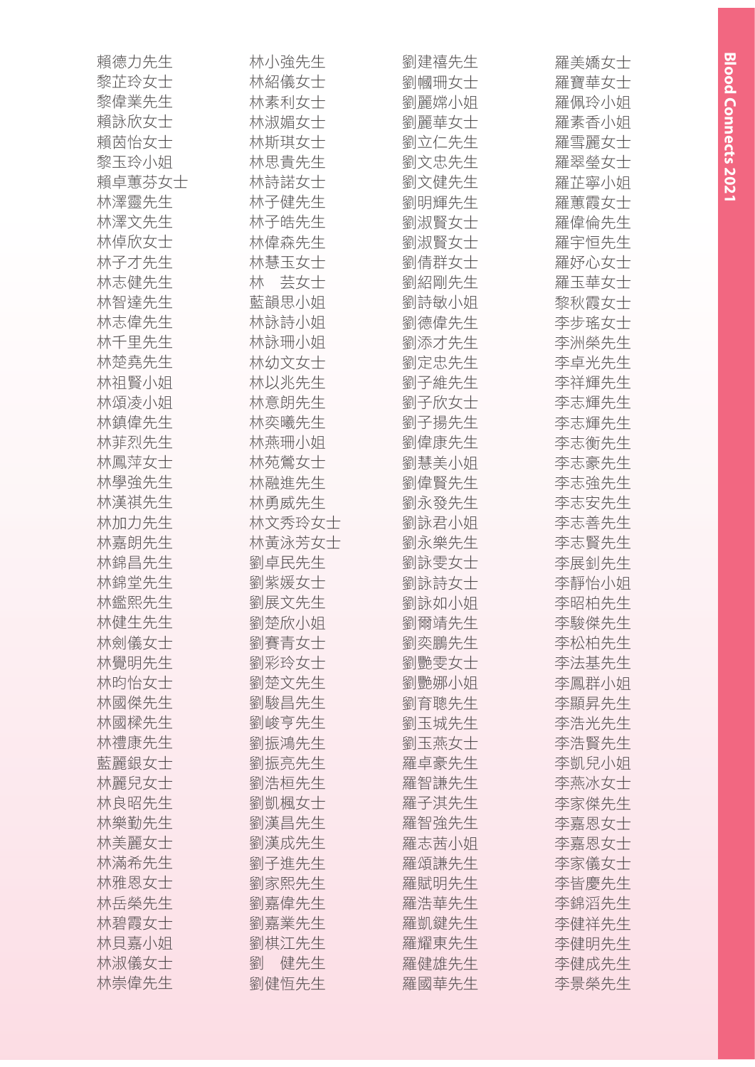賴德力先生
黎芷玲女士
黎偉業先生
賴詠欣女士
賴茵怡女士
黎玉玲小姐
賴卓蕙芬女士
林澤靈先生
林澤文先生
林倬欣女士
林子才先生
林志健先生
林智達先生
林志偉先生
林千里先生
林楚堯先生
林祖賢小姐
林頌凌小姐
林鎮偉先生
林菲烈先生
林鳳萍女士
林學強先生
林漢祺先生
林加力先生
林嘉朗先生
林錦昌先生
林錦堂先生
林鑑熙先生
林健生先生
林劍儀女士
林覺明先生
林昀怡女士
林國傑先生
林國樑先生
林禮康先生
藍麗銀女士
林麗兒女士
林良昭先生
林樂勤先生
林美麗女士
林滿希先生
林雅恩女士
林岳榮先生
林碧霞女士
林貝嘉小姐
林淑儀女士
林崇偉先生

林小強先生
林紹儀女士
林素利女士
林淑媚女士
林斯琪女士
林思貴先生
林詩諾女士
林子健先生
林子皓先生
林偉森先生
林慧玉女士
林　芸女士
藍韻思小姐
林詠詩小姐
林詠珊小姐
林幼文女士
林以兆先生
林意朗先生
林奕曦先生
林燕珊小姐
林苑鶯女士
林融進先生
林勇威先生
林文秀玲女士
林黃泳芳女士
劉卓民先生
劉紫媛女士
劉展文先生
劉楚欣小姐
劉賽青女士
劉彩玲女士
劉楚文先生
劉駿昌先生
劉峻亨先生
劉振鴻先生
劉振亮先生
劉浩桓先生
劉凱楓女士
劉漢昌先生
劉漢成先生
劉子進先生
劉家熙先生
劉嘉偉先生
劉嘉業先生
劉棋江先生
劉　健先生
劉健恒先生

劉建禧先生
劉幗珊女士
劉麗嫦小姐
劉麗華女士
劉立仁先生
劉文忠先生
劉文健先生
劉明輝先生
劉淑賢女士
劉淑賢女士
劉倩群女士
劉紹剛先生
劉詩敏小姐
劉德偉先生
劉添才先生
劉定忠先生
劉子維先生
劉子欣女士
劉子揚先生
劉偉康先生
劉慧美小姐
劉偉賢先生
劉永發先生
劉詠君小姐
劉永樂先生
劉詠雯女士
劉詠詩女士
劉詠如小姐
劉爾靖先生
劉奕鵬先生
劉艷雯女士
劉艷娜小姐
劉育聰先生
劉玉城先生
劉玉燕女士
羅卓豪先生
羅智謙先生
羅子淇先生
羅智強先生
羅志茜小姐
羅頌謙先生
羅賦明先生
羅浩華先生
羅凱鍵先生
羅耀東先生
羅健雄先生
羅國華先生

羅美嬌女士
羅寶華女士
羅佩玲小姐
羅素香小姐
羅雪麗女士
羅翠瑩女士
羅芷寧小姐
羅蕙霞女士
羅偉倫先生
羅宇恒先生
羅妤心女士
羅玉華女士
黎秋霞女士
李步瑤女士
李洲榮先生
李卓光先生
李祥輝先生
李志輝先生
李志輝先生
李志衡先生
李志豪先生
李志強先生
李志安先生
李志善先生
李志賢先生
李展釗先生
李靜怡小姐
李昭柏先生
李駿傑先生
李松柏先生
李法基先生
李鳳群小姐
李顯昇先生
李浩光先生
李浩賢先生
李凱兒小姐
李燕冰女士
李家傑先生
李嘉恩女士
李嘉恩女士
李家儀女士
李皆慶先生
李錦滔先生
李健祥先生
李健明先生
李健成先生
李景榮先生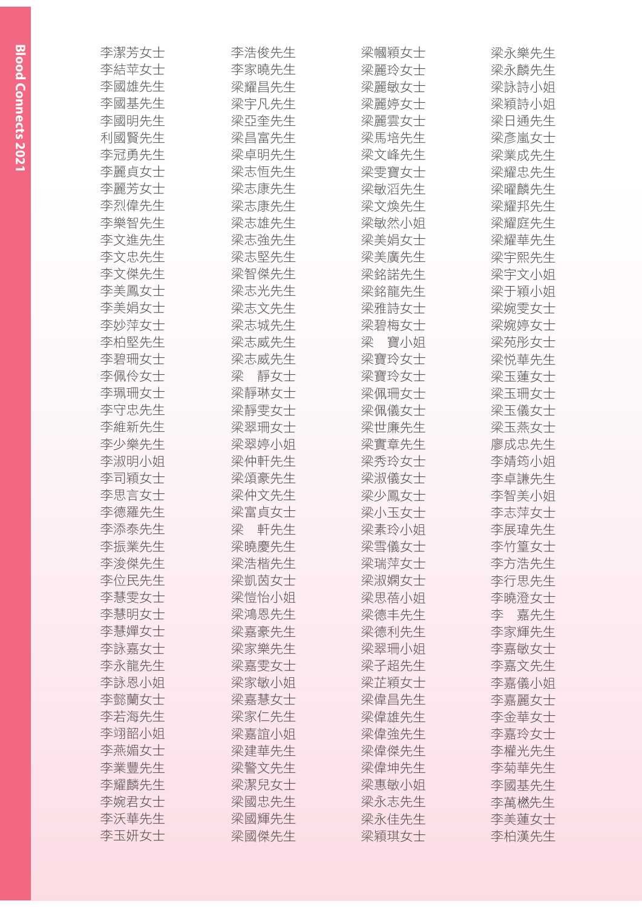李潔芳女士
李結苹女士
李國雄先生
李國基先生
李國明先生
利國賢先生
李冠勇先生
李麗貞女士
李麗芳女士
李烈偉先生
李樂智先生
李文進先生
李文忠先生
李文傑先生
李美鳳女士
李美娟女士
李妙萍女士
李柏堅先生
李碧珊女士
李佩伶女士
李珮珊女士
李守忠先生
李維新先生
李少樂先生
李淑明小姐
李司穎女士
李思言女士
李德羅先生
李添泰先生
李振業先生
李浚傑先生
李位民先生
李慧雯女士
李慧明女士
李慧嬋女士
李詠嘉女士
李永龍先生
李詠恩小姐
李懿蘭女士
李若海先生
李翊韶小姐
李燕媚女士
李業豐先生
李耀麟先生
李婉君女士
李沃華先生
李玉妍女士

李浩俊先生
李家曉先生
梁耀昌先生
梁宇凡先生
梁亞奎先生
梁昌富先生
梁卓明先生
梁志恆先生
梁志康先生
梁志康先生
梁志雄先生
梁志強先生
梁志堅先生
梁智傑先生
梁志光先生
梁志文先生
梁志城先生
梁志威先生
梁志威先生
梁　靜女士
梁靜琳女士
梁靜雯女士
梁翠珊女士
梁翠婷小姐
梁仲軒先生
梁頌豪先生
梁仲文先生
梁富貞女士
梁　軒先生
梁曉慶先生
梁浩楷先生
梁凱茵女士
梁愷怡小姐
梁鴻恩先生
梁嘉豪先生
梁家樂先生
梁嘉雯女士
梁家敏小姐
梁嘉慧女士
梁家仁先生
梁嘉誼小姐
梁建華先生
梁警文先生
梁潔兒女士
梁國忠先生
梁國輝先生
梁國傑先生

梁幗穎女士
梁麗玲女士
梁麗敏女士
梁麗婷女士
梁麗雲女士
梁馬培先生
梁文峰先生
梁雯寶女士
梁敏滔先生
梁文煥先生
梁敏然小姐
梁美娟女士
梁美廣先生
梁銘諾先生
梁銘龍先生
梁雅詩女士
梁碧梅女士
梁　寶小姐
梁寶玲女士
梁寶玲女士
梁佩珊女士
梁佩儀女士
梁世廉先生
梁實章先生
梁秀玲女士
梁淑儀女士
梁少鳳女士
梁小玉女士
梁素玲小姐
梁雪儀女士
梁瑞萍女士
梁淑嫻女士
梁思蓓小姐
梁德丰先生
梁德利先生
梁翠珊小姐
梁子超先生
梁芷穎女士
梁偉昌先生
梁偉雄先生
梁偉強先生
梁偉傑先生
梁偉坤先生
梁惠敏小姐
梁永志先生
梁永佳先生
梁穎琪女士

梁永樂先生
梁永麟先生
梁詠詩小姐
梁穎詩小姐
梁日通先生
梁彥嵐女士
梁業成先生
梁耀忠先生
梁曜麟先生
梁耀邦先生
梁耀庭先生
梁耀華先生
梁宇熙先生
梁宇文小姐
梁于穎小姐
梁婉雯女士
梁婉婷女士
梁苑彤女士
梁悅華先生
梁玉蓮女士
梁玉珊女士
梁玉儀女士
梁玉燕女士
廖成忠先生
李婧筠小姐
李卓謙先生
李智美小姐
李志萍女士
李展瑋先生
李竹篁女士
李方浩先生
李行思先生
李曉澄女士
李　嘉先生
李家輝先生
李嘉敏女士
李嘉文先生
李嘉儀小姐
李嘉麗女士
李金華女士
李嘉玲女士
李權光先生
李菊華先生
李國基先生
李萬燃先生
李美蓮女士
李柏漢先生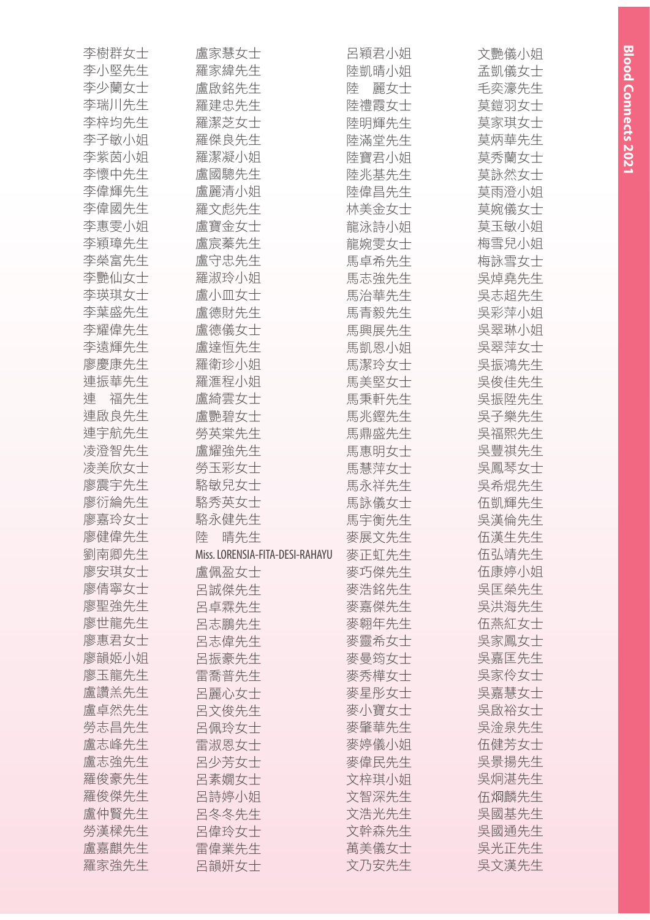李樹群女士
李小堅先生
李少蘭女士
李瑞川先生
李梓均先生
李子敏小姐
李紫茵小姐
李懷中先生
李偉輝先生
李偉國先生
李惠雯小姐
李穎璋先生
李榮富先生
李艷仙女士
李瑛琪女士
李葉盛先生
李耀偉先生
李遠輝先生
廖慶康先生
連振華先生
連　福先生
連啟良先生
連宇航先生
凌澄智先生
凌美欣女士
廖震宇先生
廖衍綸先生
廖嘉玲女士
廖健偉先生
劉南卿先生
廖安琪女士
廖倩寧女士
廖聖強先生
廖世龍先生
廖惠君女士
廖韻姬小姐
廖玉龍先生
盧讚羔先生
盧卓然先生
勞志昌先生
盧志峰先生
盧志強先生
羅俊豪先生
羅俊傑先生
盧仲賢先生
勞漢樑先生
盧嘉麒先生
羅家強先生

盧家慧女士
羅家緯先生
盧啟銘先生
羅建忠先生
羅潔芝女士
羅傑良先生
羅潔凝小姐
盧國驄先生
盧麗清小姐
羅文彪先生
盧寶金女士
盧宸蓁先生
盧守忠先生
羅淑玲小姐
盧小皿女士
盧德財先生
盧德儀女士
盧達恒先生
羅衛珍小姐
羅滙程小姐
盧綺雲女士
盧艷碧女士
勞英棠先生
盧耀強先生
勞玉彩女士
駱敏兒女士
駱秀英女士
駱永健先生
陸　晴先生
Miss. LORENSIA-FITA-DESI-RAHAYU
盧佩盈女士
呂誠傑先生
呂卓霖先生
呂志鵬先生
呂志偉先生
呂振豪先生
雷喬普先生
呂麗心女士
呂文俊先生
呂佩玲女士
雷淑恩女士
呂少芳女士
呂素嫺女士
呂詩婷小姐
呂冬冬先生
呂偉玲女士
雷偉業先生
呂韻妍女士

呂穎君小姐
陸凱晴小姐
陸　麗女士
陸禮霞女士
陸明輝先生
陸滿堂先生
陸寶君小姐
陸兆基先生
陸偉昌先生
林美金女士
龍泳詩小姐
龍婉雯女士
馬卓希先生
馬志強先生
馬治華先生
馬青毅先生
馬興展先生
馬凱恩小姐
馬潔玲女士
馬美堅女士
馬秉軒先生
馬兆鏗先生
馬鼎盛先生
馬惠明女士
馬慧萍女士
馬永祥先生
馬詠儀女士
馬宇衡先生
麥展文先生
麥正虹先生
麥巧傑先生
麥浩銘先生
麥嘉傑先生
麥翱年先生
麥靈希女士
麥曼筠女士
麥秀樺女士
麥星彤女士
麥小寶女士
麥肇華先生
麥婷儀小姐
麥偉民先生
文梓琪小姐
文智深先生
文浩光先生
文幹森先生
萬美儀女士
文乃安先生

文艷儀小姐
孟凱儀女士
毛奕濠先生
莫鎧羽女士
莫家琪女士
莫炳華先生
莫秀蘭女士
莫詠然女士
莫雨澄小姐
莫婉儀女士
莫玉敏小姐
梅雪兒小姐
梅詠雪女士
吳焯堯先生
吳志超先生
吳彩萍小姐
吳翠琳小姐
吳翠萍女士
吳振鴻先生
吳俊佳先生
吳振陞先生
吳子樂先生
吳福熙先生
吳豐祺先生
吳鳳琴女士
吳希焜先生
伍凱輝先生
吳漢倫先生
伍漢生先生
伍弘靖先生
伍康婷小姐
吳匡榮先生
吳洪海先生
伍燕紅女士
吳家鳳女士
吳嘉匡先生
吳家伶女士
吳嘉慧女士
吳啟裕女士
吳淦泉先生
伍健芳女士
吳景揚先生
吳炯湛先生
伍炯麟先生
吳國基先生
吳國通先生
吳光正先生
吳文漢先生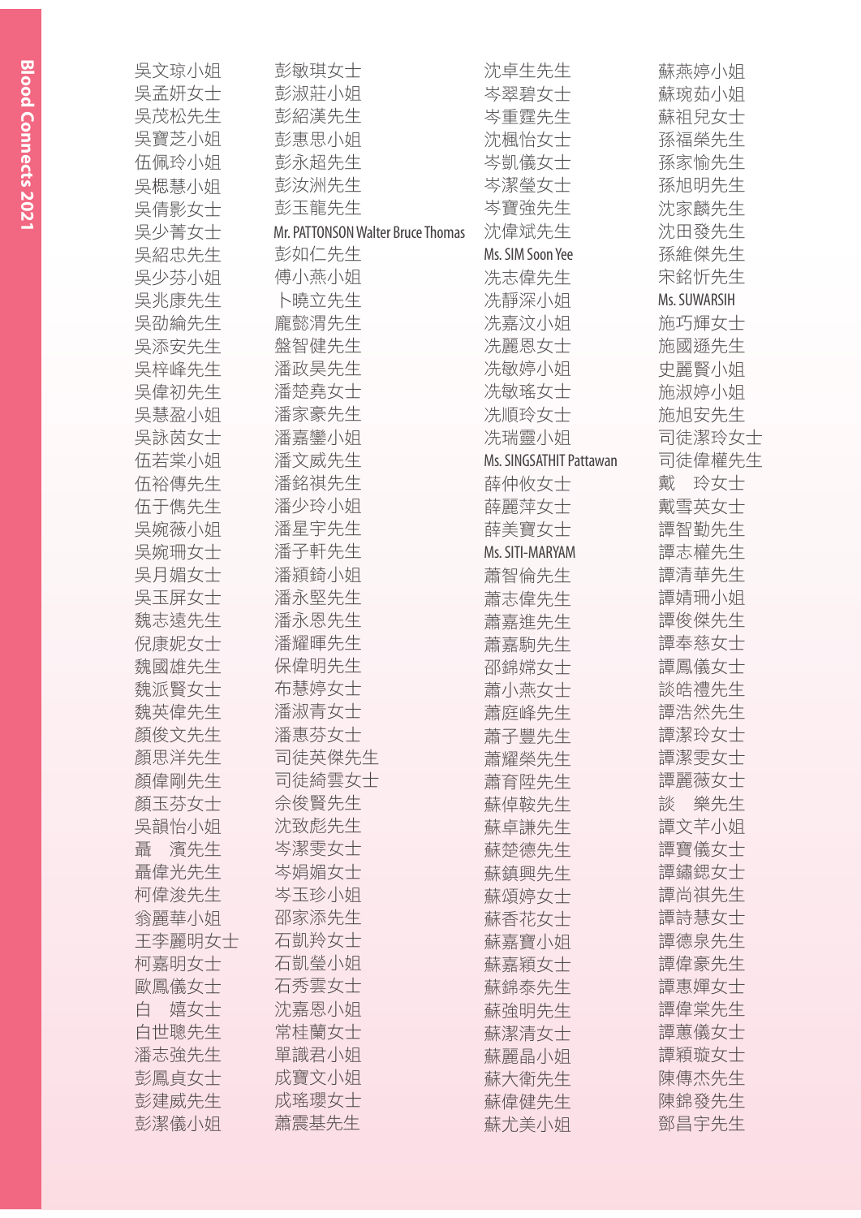吳文琼小姐
吳孟妍女士
吳茂松先生
吳寶芝小姐
伍佩玲小姐
吳梘慧小姐
吳倩影女士
吳少菁女士
吳紹忠先生
吳少芬小姐
吳兆康先生
吳劭綸先生
吳添安先生
吳梓峰先生
吳偉初先生
吳慧盈小姐
吳詠茵女士
伍若棠小姐
伍裕傳先生
伍于雋先生
吳婉薇小姐
吳婉珊女士
吳月媚女士
吳玉屏女士
魏志遠先生
倪康妮女士
魏國雄先生
魏派賢女士
魏英偉先生
顏俊文先生
顏思洋先生
顏偉剛先生
顏玉芬女士
吳韻怡小姐
聶　濱先生
聶偉光先生
柯偉浚先生
翁麗華小姐
王李麗明女士
柯嘉明女士
歐鳳儀女士
白　嬉女士
白世聰先生
潘志強先生
彭鳳貞女士
彭建威先生
彭潔儀小姐

彭敏琪女士
彭淑莊小姐
彭紹漢先生
彭惠思小姐
彭永超先生
彭汝洲先生
彭玉龍先生
Mr. PATTONSON Walter Bruce Thomas
彭如仁先生
傅小燕小姐
卜曉立先生
龐懿渭先生
盤智健先生
潘政昊先生
潘楚堯女士
潘家豪先生
潘嘉鑾小姐
潘文威先生
潘銘祺先生
潘少玲小姐
潘星宇先生
潘子軒先生
潘潁錡小姐
潘永堅先生
潘永恩先生
潘耀暉先生
保偉明先生
布慧婷女士
潘淑青女士
潘惠芬女士
司徒英傑先生
司徒綺雲女士
佘俊賢先生
沈致彪先生
岑潔雯女士
岑娟媚女士
岑玉珍小姐
邵家添先生
石凱羚女士
石凱瑩小姐
石秀雲女士
沈嘉恩小姐
常桂蘭女士
單識君小姐
成寶文小姐
成瑤瓔女士
蕭震基先生

沈卓生先生
岑翠碧女士
岑重霆先生
沈楓怡女士
岑凱儀女士
岑潔瑩女士
岑寶強先生
沈偉斌先生
Ms. SIM Soon Yee
冼志偉先生
冼靜深小姐
冼嘉汶小姐
冼麗恩女士
冼敏婷小姐
冼敏瑤女士
冼順玲女士
冼瑞靈小姐
Ms. SINGSATHIT Pattawan
薛仲攸女士
薛麗萍女士
薛美寶女士
Ms. SITI-MARYAM
蕭智倫先生
蕭志偉先生
蕭嘉進先生
蕭嘉駒先生
邵錦端女士
蕭小燕女士
蕭庭峰先生
蕭子豐先生
蕭耀榮先生
蕭育陞先生
蘇倬鞍先生
蘇卓謙先生
蘇楚德先生
蘇鎮興先生
蘇頌婷女士
蘇香花女士
蘇嘉寶小姐
蘇嘉穎女士
蘇錦泰先生
蘇強明先生
蘇潔清女士
蘇麗晶小姐
蘇大衛先生
蘇偉健先生
蘇尤美小姐

蘇燕婷小姐
蘇琬茹小姐
蘇祖兒女士
孫福榮先生
孫家愉先生
孫旭明先生
沈家麟先生
沈田發先生
孫維傑先生
宋銘忻先生
Ms. SUWARSIH
施巧輝女士
施國遜先生
史麗賢小姐
施淑婷小姐
施旭安先生
司徒潔玲女士
司徒偉權先生
戴　玲女士
戴雪英女士
譚智勤先生
譚志權先生
譚清華先生
譚婧珊小姐
譚俊傑先生
譚奉慈女士
譚鳳儀女士
談皓禮先生
譚浩然先生
譚潔玲女士
譚潔雯女士
譚麗薇女士
談　樂先生
譚文芊小姐
譚寶儀女士
譚繡鍶女士
譚尚祺先生
譚詩慧女士
譚德泉先生
譚偉豪先生
譚惠嬋女士
譚偉棠先生
譚蕙儀女士
譚穎璇女士
陳傳杰先生
陳錦發先生
鄧昌宇先生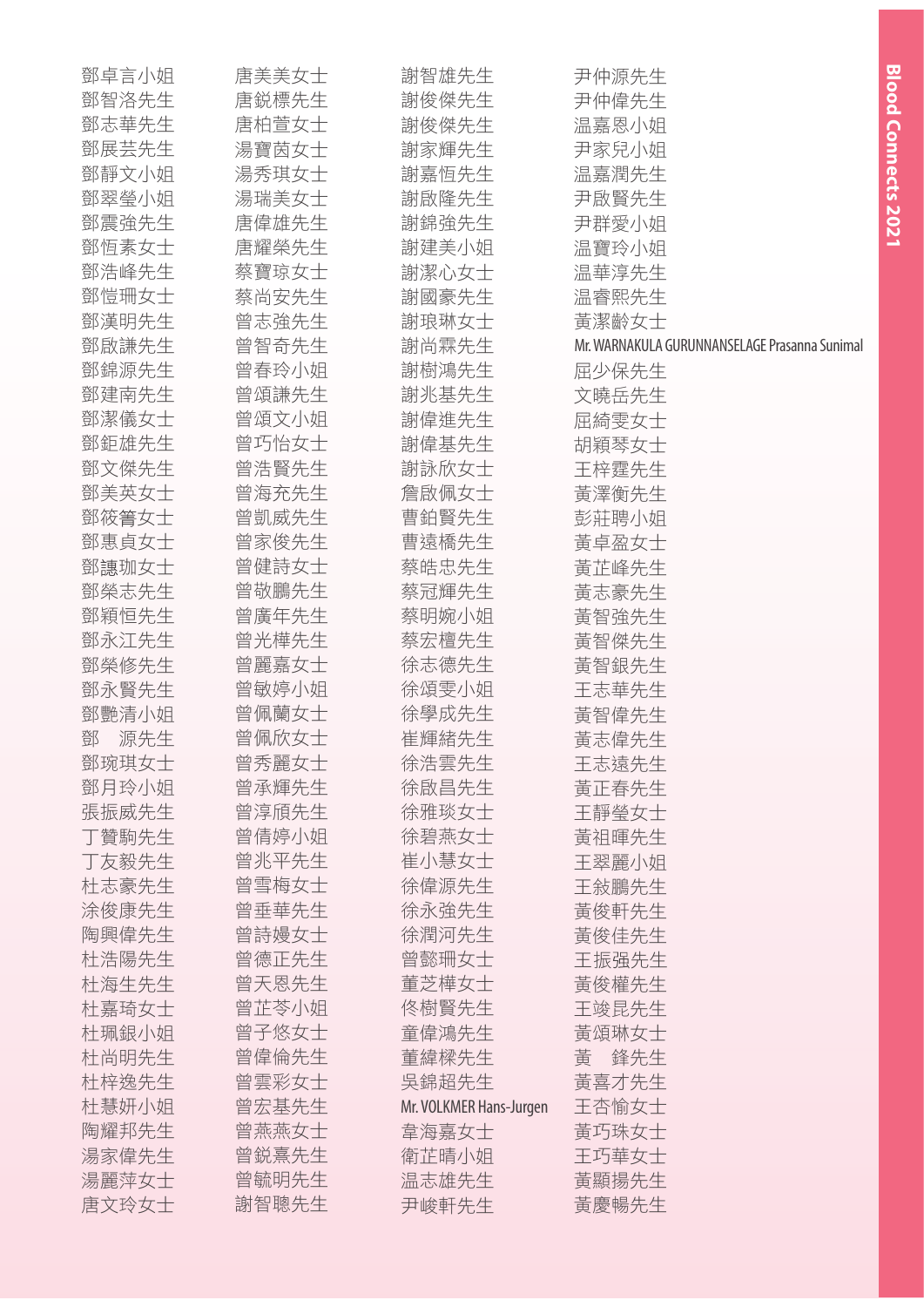鄧卓言小姐
鄧智洛先生
鄧志華先生
鄧展芸先生
鄧靜文小姐
鄧翠瑩小姐
鄧震強先生
鄧恒素女士
鄧浩峰先生
鄧愷珊女士
鄧漢明先生
鄧啟謙先生
鄧錦源先生
鄧建南先生
鄧潔儀女士
鄧鉅雄先生
鄧文傑先生
鄧美英女士
鄧筱箐女士
鄧惠貞女士
鄧譓珈女士
鄧榮志先生
鄧穎恒先生
鄧永江先生
鄧燊修先生
鄧永賢先生
鄧艷清小姐
鄧　源先生
鄧琬琪女士
鄧月玲小姐
張振威先生
丁贇駒先生
丁友毅先生
杜志豪先生
涂俊康先生
陶興偉先生
杜浩陽先生
杜海生先生
杜嘉琦女士
杜珮銀小姐
杜尚明先生
杜梓逸先生
杜慧妍小姐
陶耀邦先生
湯家偉先生
湯麗萍女士
唐文玲女士
唐美美女士
唐銳標先生
唐柏萱女士
湯寶茵女士
湯秀琪女士
湯瑞美女士
唐偉雄先生
唐耀榮先生
蔡寶琼女士
蔡尚安先生
曾志強先生
曾智奇先生
曾春玲小姐
曾頌謙先生
曾頌文小姐
曾巧怡女士
曾浩賢先生
曾海充先生
曾凱威先生
曾家俊先生
曾健詩女士
曾敬鵬先生
曾廣年先生
曾光樺先生
曾麗嘉女士
曾敏婷小姐
曾佩蘭女士
曾佩欣女士
曾秀麗女士
曾承輝先生
曾淳頎先生
曾倩婷小姐
曾兆平先生
曾雪梅女士
曾垂華先生
曾詩嫚女士
曾德正先生
曾天恩先生
曾芷苓小姐
曾子悠女士
曾偉倫先生
曾雲彩女士
曾宏基先生
曾燕燕女士
曾銳熹先生
曾毓明先生
謝智聰先生
謝智雄先生
謝俊傑先生
謝俊傑先生
謝家輝先生
謝嘉恒先生
謝啟隆先生
謝錦強先生
謝建美小姐
謝潔心女士
謝國豪先生
謝琅琳女士
謝尚霖先生
謝樹鴻先生
謝兆基先生
謝偉進先生
謝偉基先生
謝詠欣女士
詹啟佩女士
曹鉑賢先生
曹遠橋先生
蔡皓忠先生
蔡冠輝先生
蔡明婉小姐
蔡宏檀先生
徐志德先生
徐頌雯小姐
徐學成先生
崔輝緒先生
徐浩雲先生
徐啟昌先生
徐雅琰女士
徐碧燕女士
崔小慧女士
徐偉源先生
徐永強先生
徐潤河先生
曾懿珊女士
董芝樺女士
佟樹賢先生
童偉鴻先生
董緯樑先生
吳錦超先生
Mr. VOLKMER Hans-Jurgen
韋海嘉女士
衛芷晴小姐
温志雄先生
尹峻軒先生
尹仲源先生
尹仲偉先生
温嘉恩小姐
尹家兒小姐
温嘉潤先生
尹啟賢先生
尹群愛小姐
温寶玲小姐
温華淳先生
温睿熙先生
黃潔齡女士
Mr. WARNAKULA GURUNNANSELAGE Prasanna Sunimal
屈少保先生
文曉岳先生
屈綺雯女士
胡穎琴女士
王梓霆先生
黃澤衡先生
彭莊聘小姐
黃卓盈女士
黃芷峰先生
黃志豪先生
黃智強先生
黃智傑先生
黃智銀先生
王志華先生
黃智偉先生
黃志偉先生
王志遠先生
黃正春先生
王靜瑩女士
黃祖暉先生
王翠麗小姐
王敍鵬先生
黃俊軒先生
黃俊佳先生
王振强先生
黃俊權先生
王竣昆先生
黃頌琳女士
黃　鋒先生
黃喜才先生
王杏愉女士
黃巧珠女士
王巧華女士
黃顯揚先生
黃慶暢先生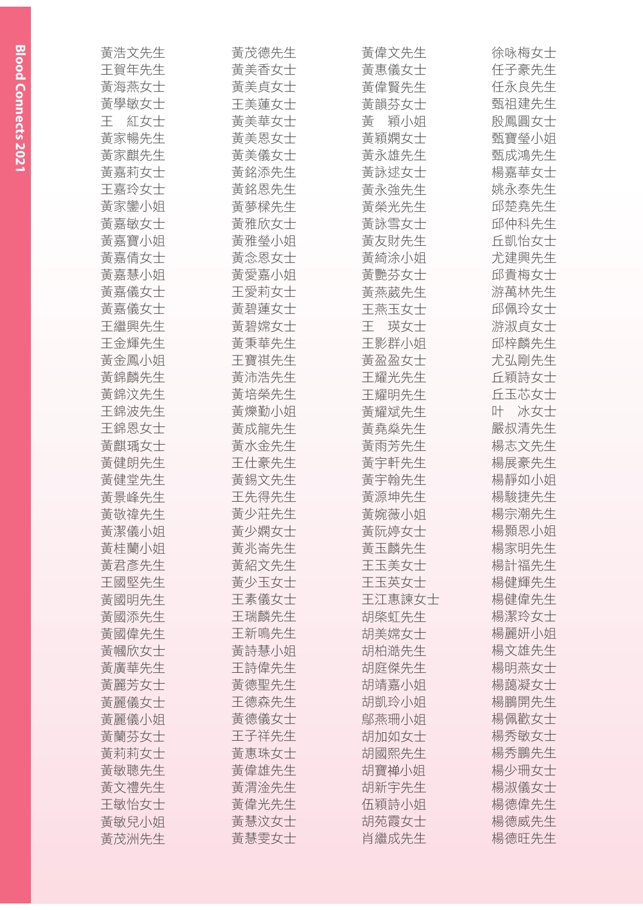黃浩文先生
王賀年先生
黃海燕女士
黃學敏女士
王　紅女士
黃家暢先生
黃家麒先生
黃嘉莉女士
王嘉玲女士
黃家鑾小姐
黃嘉敏女士
黃嘉寶小姐
黃嘉倩女士
黃嘉慧小姐
黃嘉儀女士
黃嘉儀女士
王繼興先生
王金輝先生
黃金鳳小姐
黃錦麟先生
黃錦汶先生
王錦波先生
王錦恩女士
黃麒瑀女士
黃健朗先生
黃健堂先生
黃景峰先生
黃敬禕先生
黃潔儀小姐
黃桂蘭小姐
黃君彥先生
王國堅先生
黃國明先生
黃國添先生
黃國偉先生
黃幗欣女士
黃廣華先生
黃麗芳女士
黃麗儀女士
黃麗儀小姐
黃蘭芬女士
黃莉莉女士
黃敏聰先生
黃文禮先生
王敏怡女士
黃敏兒小姐
黃茂洲先生

黃茂德先生
黃美香女士
黃美貞女士
王美蓮女士
黃美華女士
黃美恩女士
黃美儀女士
黃銘添先生
黃銘恩先生
黃夢樑先生
黃雅欣女士
黃雅瑩小姐
黃念恩女士
黃愛嘉小姐
王愛莉女士
黃碧蓮女士
黃碧嫦女士
黃秉華先生
王寶祺先生
黃沛浩先生
黃培榮先生
黃爍勤小姐
黃成龍先生
黃水金先生
王仕豪先生
黃錫文先生
王先得先生
黃少莊先生
黃少嫻女士
黃兆崙先生
黃紹文先生
黃少玉女士
王素儀女士
王瑞麟先生
王新鳴先生
黃詩慧小姐
王詩偉先生
黃德聖先生
王德森先生
黃德儀女士
王子祥先生
黃惠珠女士
黃偉雄先生
黃渭淦先生
黃偉光先生
黃慧汶女士
黃慧雯女士

黃偉文先生
黃惠儀女士
黃偉賢先生
黃韻芬女士
黃　穎小姐
黃穎嫻女士
黃永雄先生
黃詠逑女士
黃永強先生
黃榮光先生
黃詠雪女士
黃友財先生
黃綺涂小姐
黃艷芬女士
黃燕葳先生
王燕玉女士
王　瑛女士
王影群小姐
黃盈盈女士
王耀光先生
王耀明先生
黃耀斌先生
黃堯燊先生
黃雨芳先生
黃宇軒先生
黃宇翰先生
黃源坤先生
黃婉薇小姐
黃阮婷女士
黃玉麟先生
王玉美女士
王玉英女士
王江惠諫女士
胡桑虹先生
胡美嫦女士
胡柏澔先生
胡庭傑先生
胡靖嘉小姐
胡凱玲小姐
鄔燕珊小姐
胡加如女士
胡國熙先生
胡寶禪小姐
胡新宇先生
伍穎詩小姐
胡苑霞女士
肖繼成先生

徐咏梅女士
任子豪先生
任永良先生
甄祖建先生
殷鳳圓女士
甄寶瑩小姐
甄成鴻先生
楊嘉華女士
姚永泰先生
邱楚堯先生
邱仲科先生
丘凱怡女士
尤建興先生
邱貴梅女士
游萬林先生
邱佩玲女士
游淑貞女士
邱梓麟先生
尤弘剛先生
丘穎詩女士
丘玉芯女士
叶　冰女士
嚴叔清先生
楊志文先生
楊展豪先生
楊靜如小姐
楊駿捷先生
楊宗潮先生
楊顥恩小姐
楊家明先生
楊計福先生
楊健輝先生
楊健偉先生
楊潔玲女士
楊麗妍小姐
楊文雄先生
楊明燕女士
楊藹凝女士
楊鵬開先生
楊佩歡女士
楊秀敏女士
楊秀鵬先生
楊少珊女士
楊淑儀女士
楊德偉先生
楊德威先生
楊德旺先生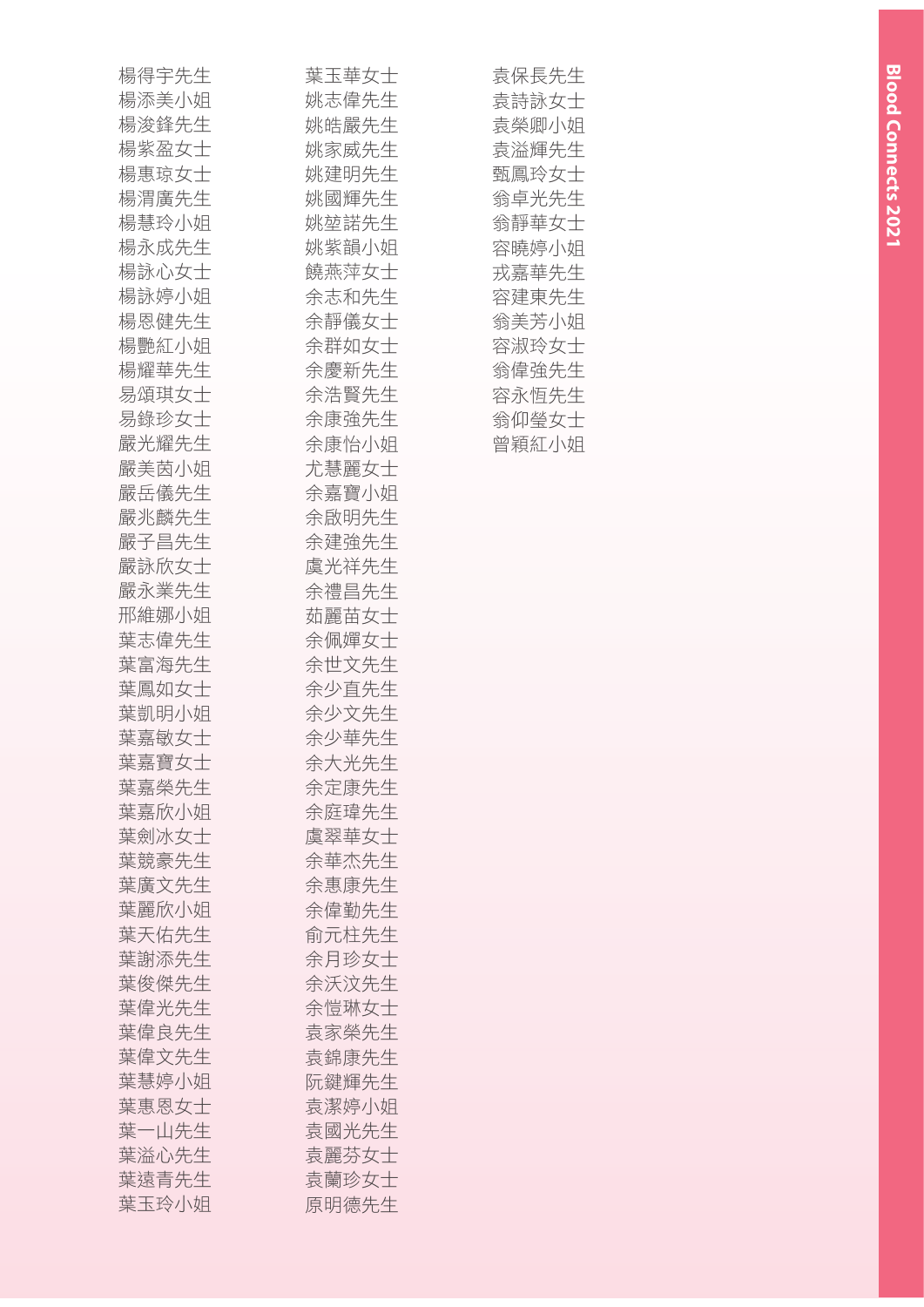楊得宇先生
楊添美小姐
楊浚鋒先生
楊紫盈女士
楊惠琼女士
楊渭廣先生
楊慧玲小姐
楊永成先生
楊詠心女士
楊詠婷小姐
楊恩健先生
楊艷紅小姐
楊耀華先生
易頌琪女士
易錄珍女士
嚴光耀先生
嚴美茵小姐
嚴岳儀先生
嚴兆麟先生
嚴子昌先生
嚴詠欣女士
嚴永業先生
邢維娜小姐
葉志偉先生
葉富海先生
葉鳳如女士
葉凱明小姐
葉嘉敏女士
葉嘉寶女士
葉嘉榮先生
葉嘉欣小姐
葉劍冰女士
葉競豪先生
葉廣文先生
葉麗欣小姐
葉天佑先生
葉謝添先生
葉俊傑先生
葉偉光先生
葉偉良先生
葉偉文先生
葉慧婷小姐
葉惠恩女士
葉一山先生
葉溢心先生
葉遠青先生
葉玉玲小姐
葉玉華女士
姚志偉先生
姚皓嚴先生
姚家威先生
姚建明先生
姚國輝先生
姚堃諾先生
姚紫韻小姐
饒燕萍女士
余志和先生
余靜儀女士
余群如女士
余慶新先生
余浩賢先生
余康強先生
余康怡小姐
尤慧麗女士
余嘉寶小姐
余啟明先生
余建強先生
虞光祥先生
余禮昌先生
茹麗苗女士
余佩嬋女士
余世文先生
余少直先生
余少文先生
余少華先生
余大光先生
余定康先生
余庭瑋先生
虞翠華女士
余華杰先生
余惠康先生
余偉勤先生
俞元柱先生
余月珍女士
余沃汶先生
余愷琳女士
袁家榮先生
袁錦康先生
阮鍵輝先生
袁潔婷小姐
袁國光先生
袁麗芬女士
袁蘭珍女士
原明德先生
袁保長先生
袁詩詠女士
袁榮卿小姐
袁溢輝先生
甄鳳玲女士
翁卓光先生
翁靜華女士
容曉婷小姐
戎嘉華先生
容建東先生
翁美芳小姐
容淑玲女士
翁偉強先生
容永恆先生
翁仰瑩女士
曾穎紅小姐